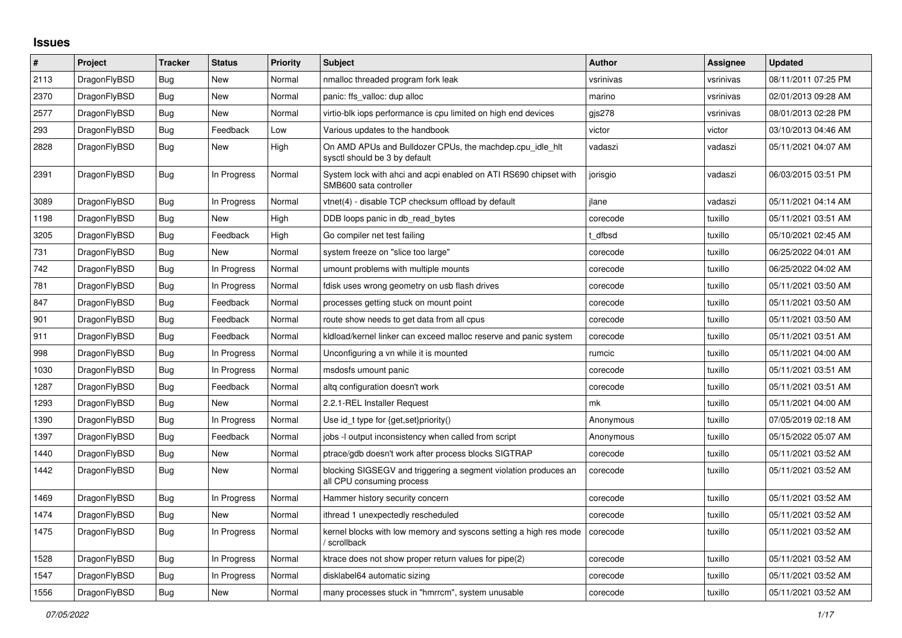## Issues

| # | Project | Tracker | Status | Priority | Subject | Author | Assignee | Updated |
|---|---|---|---|---|---|---|---|---|
| 2113 | DragonFlyBSD | Bug | New | Normal | nmalloc threaded program fork leak | vsrinivas | vsrinivas | 08/11/2011 07:25 PM |
| 2370 | DragonFlyBSD | Bug | New | Normal | panic: ffs_valloc: dup alloc | marino | vsrinivas | 02/01/2013 09:28 AM |
| 2577 | DragonFlyBSD | Bug | New | Normal | virtio-blk iops performance is cpu limited on high end devices | gjs278 | vsrinivas | 08/01/2013 02:28 PM |
| 293 | DragonFlyBSD | Bug | Feedback | Low | Various updates to the handbook | victor | victor | 03/10/2013 04:46 AM |
| 2828 | DragonFlyBSD | Bug | New | High | On AMD APUs and Bulldozer CPUs, the machdep.cpu_idle_hlt sysctl should be 3 by default | vadaszi | vadaszi | 05/11/2021 04:07 AM |
| 2391 | DragonFlyBSD | Bug | In Progress | Normal | System lock with ahci and acpi enabled on ATI RS690 chipset with SMB600 sata controller | jorisgio | vadaszi | 06/03/2015 03:51 PM |
| 3089 | DragonFlyBSD | Bug | In Progress | Normal | vtnet(4) - disable TCP checksum offload by default | jlane | vadaszi | 05/11/2021 04:14 AM |
| 1198 | DragonFlyBSD | Bug | New | High | DDB loops panic in db_read_bytes | corecode | tuxillo | 05/11/2021 03:51 AM |
| 3205 | DragonFlyBSD | Bug | Feedback | High | Go compiler net test failing | t_dfbsd | tuxillo | 05/10/2021 02:45 AM |
| 731 | DragonFlyBSD | Bug | New | Normal | system freeze on "slice too large" | corecode | tuxillo | 06/25/2022 04:01 AM |
| 742 | DragonFlyBSD | Bug | In Progress | Normal | umount problems with multiple mounts | corecode | tuxillo | 06/25/2022 04:02 AM |
| 781 | DragonFlyBSD | Bug | In Progress | Normal | fdisk uses wrong geometry on usb flash drives | corecode | tuxillo | 05/11/2021 03:50 AM |
| 847 | DragonFlyBSD | Bug | Feedback | Normal | processes getting stuck on mount point | corecode | tuxillo | 05/11/2021 03:50 AM |
| 901 | DragonFlyBSD | Bug | Feedback | Normal | route show needs to get data from all cpus | corecode | tuxillo | 05/11/2021 03:50 AM |
| 911 | DragonFlyBSD | Bug | Feedback | Normal | kldload/kernel linker can exceed malloc reserve and panic system | corecode | tuxillo | 05/11/2021 03:51 AM |
| 998 | DragonFlyBSD | Bug | In Progress | Normal | Unconfiguring a vn while it is mounted | rumcic | tuxillo | 05/11/2021 04:00 AM |
| 1030 | DragonFlyBSD | Bug | In Progress | Normal | msdosfs umount panic | corecode | tuxillo | 05/11/2021 03:51 AM |
| 1287 | DragonFlyBSD | Bug | Feedback | Normal | altq configuration doesn't work | corecode | tuxillo | 05/11/2021 03:51 AM |
| 1293 | DragonFlyBSD | Bug | New | Normal | 2.2.1-REL Installer Request | mk | tuxillo | 05/11/2021 04:00 AM |
| 1390 | DragonFlyBSD | Bug | In Progress | Normal | Use id_t type for {get,set}priority() | Anonymous | tuxillo | 07/05/2019 02:18 AM |
| 1397 | DragonFlyBSD | Bug | Feedback | Normal | jobs -I output inconsistency when called from script | Anonymous | tuxillo | 05/15/2022 05:07 AM |
| 1440 | DragonFlyBSD | Bug | New | Normal | ptrace/gdb doesn't work after process blocks SIGTRAP | corecode | tuxillo | 05/11/2021 03:52 AM |
| 1442 | DragonFlyBSD | Bug | New | Normal | blocking SIGSEGV and triggering a segment violation produces an all CPU consuming process | corecode | tuxillo | 05/11/2021 03:52 AM |
| 1469 | DragonFlyBSD | Bug | In Progress | Normal | Hammer history security concern | corecode | tuxillo | 05/11/2021 03:52 AM |
| 1474 | DragonFlyBSD | Bug | New | Normal | ithread 1 unexpectedly rescheduled | corecode | tuxillo | 05/11/2021 03:52 AM |
| 1475 | DragonFlyBSD | Bug | In Progress | Normal | kernel blocks with low memory and syscons setting a high res mode / scrollback | corecode | tuxillo | 05/11/2021 03:52 AM |
| 1528 | DragonFlyBSD | Bug | In Progress | Normal | ktrace does not show proper return values for pipe(2) | corecode | tuxillo | 05/11/2021 03:52 AM |
| 1547 | DragonFlyBSD | Bug | In Progress | Normal | disklabel64 automatic sizing | corecode | tuxillo | 05/11/2021 03:52 AM |
| 1556 | DragonFlyBSD | Bug | New | Normal | many processes stuck in "hmrrcm", system unusable | corecode | tuxillo | 05/11/2021 03:52 AM |

*07/05/2022*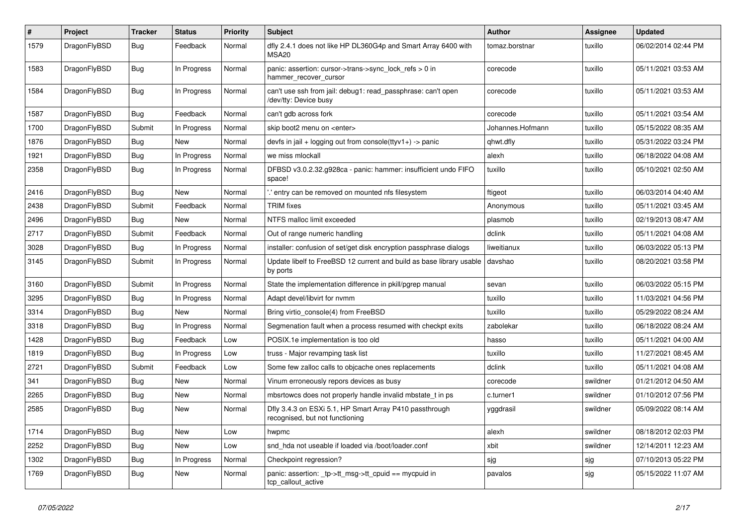| # | Project | Tracker | Status | Priority | Subject | Author | Assignee | Updated |
|---|---|---|---|---|---|---|---|---|
| 1579 | DragonFlyBSD | Bug | Feedback | Normal | dfly 2.4.1 does not like HP DL360G4p and Smart Array 6400 with MSA20 | tomaz.borstnar | tuxillo | 06/02/2014 02:44 PM |
| 1583 | DragonFlyBSD | Bug | In Progress | Normal | panic: assertion: cursor->trans->sync_lock_refs > 0 in hammer_recover_cursor | corecode | tuxillo | 05/11/2021 03:53 AM |
| 1584 | DragonFlyBSD | Bug | In Progress | Normal | can't use ssh from jail: debug1: read_passphrase: can't open /dev/tty: Device busy | corecode | tuxillo | 05/11/2021 03:53 AM |
| 1587 | DragonFlyBSD | Bug | Feedback | Normal | can't gdb across fork | corecode | tuxillo | 05/11/2021 03:54 AM |
| 1700 | DragonFlyBSD | Submit | In Progress | Normal | skip boot2 menu on <enter> | Johannes.Hofmann | tuxillo | 05/15/2022 08:35 AM |
| 1876 | DragonFlyBSD | Bug | New | Normal | devfs in jail + logging out from console(ttyv1+) -> panic | qhwt.dfly | tuxillo | 05/31/2022 03:24 PM |
| 1921 | DragonFlyBSD | Bug | In Progress | Normal | we miss mlockall | alexh | tuxillo | 06/18/2022 04:08 AM |
| 2358 | DragonFlyBSD | Bug | In Progress | Normal | DFBSD v3.0.2.32.g928ca - panic: hammer: insufficient undo FIFO space! | tuxillo | tuxillo | 05/10/2021 02:50 AM |
| 2416 | DragonFlyBSD | Bug | New | Normal | '.' entry can be removed on mounted nfs filesystem | ftigeot | tuxillo | 06/03/2014 04:40 AM |
| 2438 | DragonFlyBSD | Submit | Feedback | Normal | TRIM fixes | Anonymous | tuxillo | 05/11/2021 03:45 AM |
| 2496 | DragonFlyBSD | Bug | New | Normal | NTFS malloc limit exceeded | plasmob | tuxillo | 02/19/2013 08:47 AM |
| 2717 | DragonFlyBSD | Submit | Feedback | Normal | Out of range numeric handling | dclink | tuxillo | 05/11/2021 04:08 AM |
| 3028 | DragonFlyBSD | Bug | In Progress | Normal | installer: confusion of set/get disk encryption passphrase dialogs | liweitianux | tuxillo | 06/03/2022 05:13 PM |
| 3145 | DragonFlyBSD | Submit | In Progress | Normal | Update libelf to FreeBSD 12 current and build as base library usable by ports | davshao | tuxillo | 08/20/2021 03:58 PM |
| 3160 | DragonFlyBSD | Submit | In Progress | Normal | State the implementation difference in pkill/pgrep manual | sevan | tuxillo | 06/03/2022 05:15 PM |
| 3295 | DragonFlyBSD | Bug | In Progress | Normal | Adapt devel/libvirt for nvmm | tuxillo | tuxillo | 11/03/2021 04:56 PM |
| 3314 | DragonFlyBSD | Bug | New | Normal | Bring virtio_console(4) from FreeBSD | tuxillo | tuxillo | 05/29/2022 08:24 AM |
| 3318 | DragonFlyBSD | Bug | In Progress | Normal | Segmenation fault when a process resumed with checkpt exits | zabolekar | tuxillo | 06/18/2022 08:24 AM |
| 1428 | DragonFlyBSD | Bug | Feedback | Low | POSIX.1e implementation is too old | hasso | tuxillo | 05/11/2021 04:00 AM |
| 1819 | DragonFlyBSD | Bug | In Progress | Low | truss - Major revamping task list | tuxillo | tuxillo | 11/27/2021 08:45 AM |
| 2721 | DragonFlyBSD | Submit | Feedback | Low | Some few zalloc calls to objcache ones replacements | dclink | tuxillo | 05/11/2021 04:08 AM |
| 341 | DragonFlyBSD | Bug | New | Normal | Vinum erroneously repors devices as busy | corecode | swildner | 01/21/2012 04:50 AM |
| 2265 | DragonFlyBSD | Bug | New | Normal | mbsrtowcs does not properly handle invalid mbstate_t in ps | c.turner1 | swildner | 01/10/2012 07:56 PM |
| 2585 | DragonFlyBSD | Bug | New | Normal | Dfly 3.4.3 on ESXi 5.1, HP Smart Array P410 passthrough recognised, but not functioning | yggdrasil | swildner | 05/09/2022 08:14 AM |
| 1714 | DragonFlyBSD | Bug | New | Low | hwpmc | alexh | swildner | 08/18/2012 02:03 PM |
| 2252 | DragonFlyBSD | Bug | New | Low | snd_hda not useable if loaded via /boot/loader.conf | xbit | swildner | 12/14/2011 12:23 AM |
| 1302 | DragonFlyBSD | Bug | In Progress | Normal | Checkpoint regression? | sjg | sjg | 07/10/2013 05:22 PM |
| 1769 | DragonFlyBSD | Bug | New | Normal | panic: assertion: _tp->tt_msg->tt_cpuid == mycpuid in tcp_callout_active | pavalos | sjg | 05/15/2022 11:07 AM |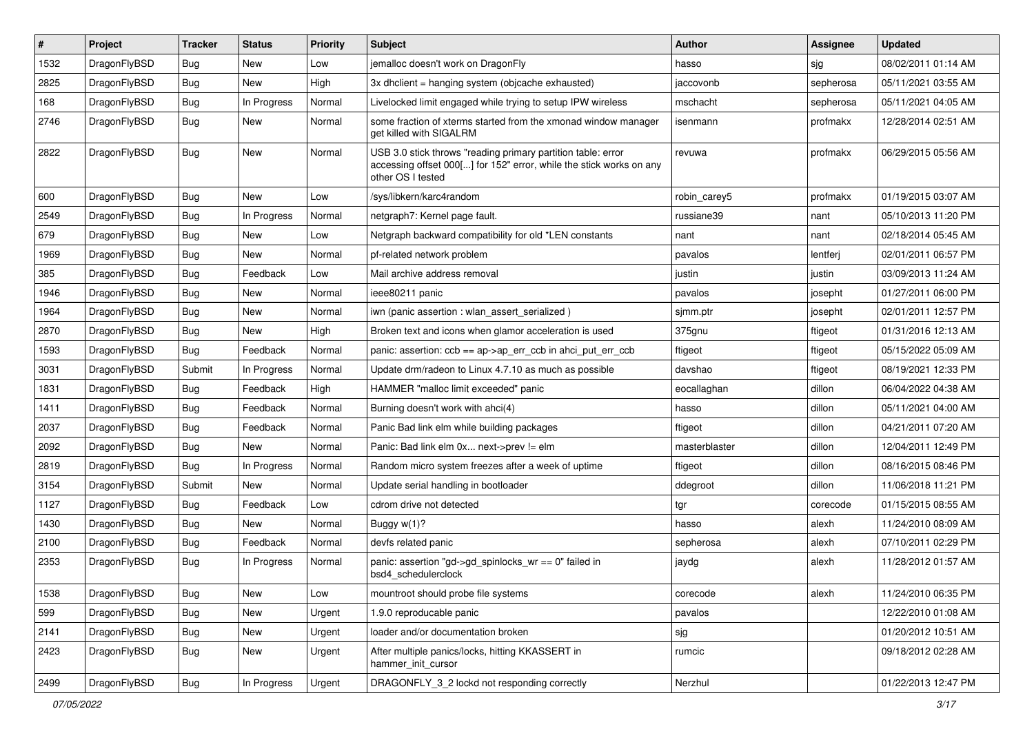| # | Project | Tracker | Status | Priority | Subject | Author | Assignee | Updated |
|---|---|---|---|---|---|---|---|---|
| 1532 | DragonFlyBSD | Bug | New | Low | jemalloc doesn't work on DragonFly | hasso | sjg | 08/02/2011 01:14 AM |
| 2825 | DragonFlyBSD | Bug | New | High | 3x dhclient = hanging system (objcache exhausted) | jaccovonb | sepherosa | 05/11/2021 03:55 AM |
| 168 | DragonFlyBSD | Bug | In Progress | Normal | Livelocked limit engaged while trying to setup IPW wireless | mschacht | sepherosa | 05/11/2021 04:05 AM |
| 2746 | DragonFlyBSD | Bug | New | Normal | some fraction of xterms started from the xmonad window manager get killed with SIGALRM | isenmann | profmakx | 12/28/2014 02:51 AM |
| 2822 | DragonFlyBSD | Bug | New | Normal | USB 3.0 stick throws "reading primary partition table: error accessing offset 000[...] for 152" error, while the stick works on any other OS I tested | revuwa | profmakx | 06/29/2015 05:56 AM |
| 600 | DragonFlyBSD | Bug | New | Low | /sys/libkern/karc4random | robin_carey5 | profmakx | 01/19/2015 03:07 AM |
| 2549 | DragonFlyBSD | Bug | In Progress | Normal | netgraph7: Kernel page fault. | russiane39 | nant | 05/10/2013 11:20 PM |
| 679 | DragonFlyBSD | Bug | New | Low | Netgraph backward compatibility for old *LEN constants | nant | nant | 02/18/2014 05:45 AM |
| 1969 | DragonFlyBSD | Bug | New | Normal | pf-related network problem | pavalos | lentferj | 02/01/2011 06:57 PM |
| 385 | DragonFlyBSD | Bug | Feedback | Low | Mail archive address removal | justin | justin | 03/09/2013 11:24 AM |
| 1946 | DragonFlyBSD | Bug | New | Normal | ieee80211 panic | pavalos | josepht | 01/27/2011 06:00 PM |
| 1964 | DragonFlyBSD | Bug | New | Normal | iwn (panic assertion : wlan_assert_serialized ) | sjmm.ptr | josepht | 02/01/2011 12:57 PM |
| 2870 | DragonFlyBSD | Bug | New | High | Broken text and icons when glamor acceleration is used | 375gnu | ftigeot | 01/31/2016 12:13 AM |
| 1593 | DragonFlyBSD | Bug | Feedback | Normal | panic: assertion: ccb == ap->ap_err_ccb in ahci_put_err_ccb | ftigeot | ftigeot | 05/15/2022 05:09 AM |
| 3031 | DragonFlyBSD | Submit | In Progress | Normal | Update drm/radeon to Linux 4.7.10 as much as possible | davshao | ftigeot | 08/19/2021 12:33 PM |
| 1831 | DragonFlyBSD | Bug | Feedback | High | HAMMER "malloc limit exceeded" panic | eocallaghan | dillon | 06/04/2022 04:38 AM |
| 1411 | DragonFlyBSD | Bug | Feedback | Normal | Burning doesn't work with ahci(4) | hasso | dillon | 05/11/2021 04:00 AM |
| 2037 | DragonFlyBSD | Bug | Feedback | Normal | Panic Bad link elm while building packages | ftigeot | dillon | 04/21/2011 07:20 AM |
| 2092 | DragonFlyBSD | Bug | New | Normal | Panic: Bad link elm 0x... next->prev != elm | masterblaster | dillon | 12/04/2011 12:49 PM |
| 2819 | DragonFlyBSD | Bug | In Progress | Normal | Random micro system freezes after a week of uptime | ftigeot | dillon | 08/16/2015 08:46 PM |
| 3154 | DragonFlyBSD | Submit | New | Normal | Update serial handling in bootloader | ddegroot | dillon | 11/06/2018 11:21 PM |
| 1127 | DragonFlyBSD | Bug | Feedback | Low | cdrom drive not detected | tgr | corecode | 01/15/2015 08:55 AM |
| 1430 | DragonFlyBSD | Bug | New | Normal | Buggy w(1)? | hasso | alexh | 11/24/2010 08:09 AM |
| 2100 | DragonFlyBSD | Bug | Feedback | Normal | devfs related panic | sepherosa | alexh | 07/10/2011 02:29 PM |
| 2353 | DragonFlyBSD | Bug | In Progress | Normal | panic: assertion "gd->gd_spinlocks_wr == 0" failed in bsd4_schedulerclock | jaydg | alexh | 11/28/2012 01:57 AM |
| 1538 | DragonFlyBSD | Bug | New | Low | mountroot should probe file systems | corecode | alexh | 11/24/2010 06:35 PM |
| 599 | DragonFlyBSD | Bug | New | Urgent | 1.9.0 reproducable panic | pavalos | | 12/22/2010 01:08 AM |
| 2141 | DragonFlyBSD | Bug | New | Urgent | loader and/or documentation broken | sjg | | 01/20/2012 10:51 AM |
| 2423 | DragonFlyBSD | Bug | New | Urgent | After multiple panics/locks, hitting KKASSERT in hammer_init_cursor | rumcic | | 09/18/2012 02:28 AM |
| 2499 | DragonFlyBSD | Bug | In Progress | Urgent | DRAGONFLY_3_2 lockd not responding correctly | Nerzhul | | 01/22/2013 12:47 PM |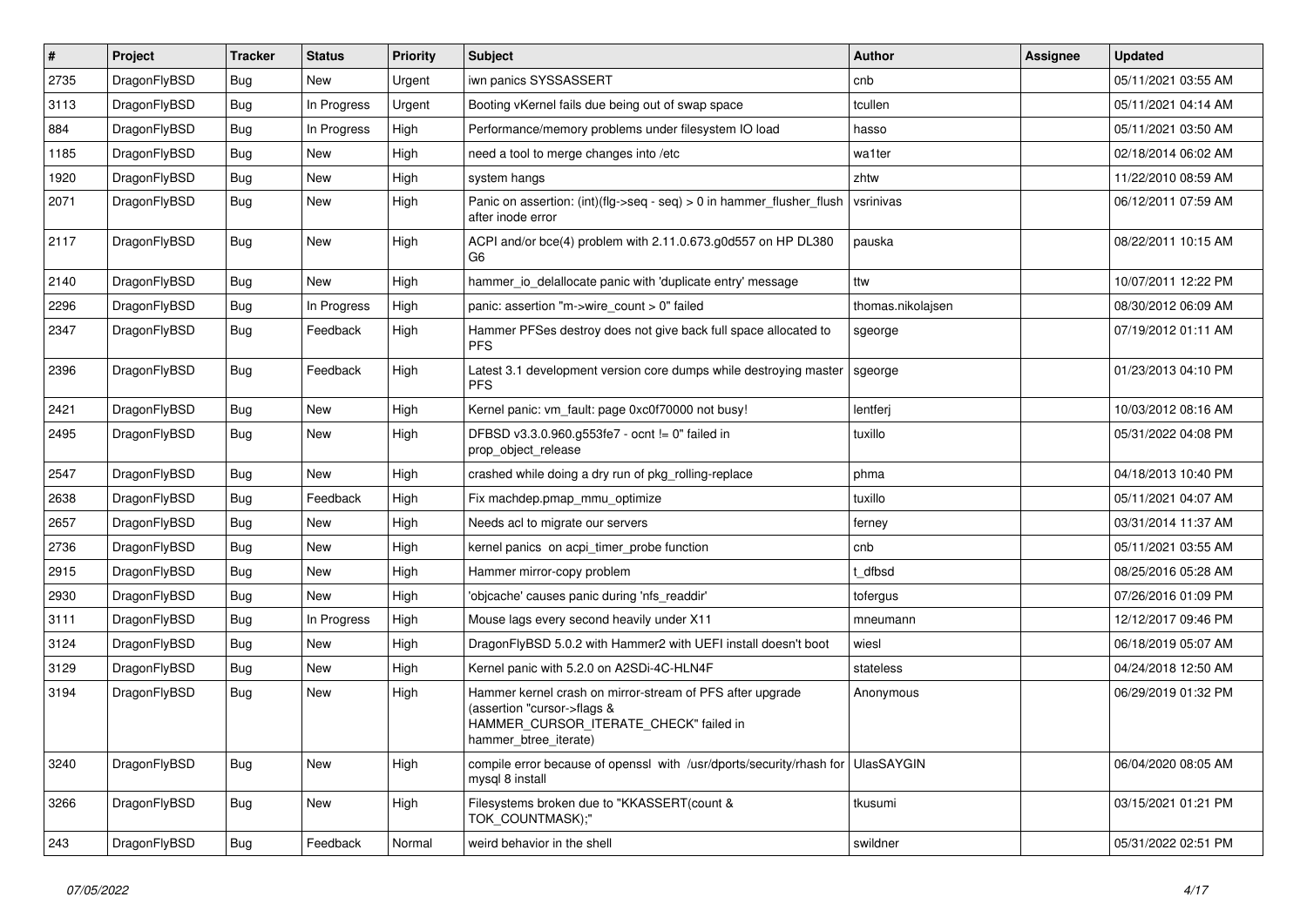| # | Project | Tracker | Status | Priority | Subject | Author | Assignee | Updated |
|---|---|---|---|---|---|---|---|---|
| 2735 | DragonFlyBSD | Bug | New | Urgent | iwn panics SYSSASSERT | cnb | | 05/11/2021 03:55 AM |
| 3113 | DragonFlyBSD | Bug | In Progress | Urgent | Booting vKernel fails due being out of swap space | tcullen | | 05/11/2021 04:14 AM |
| 884 | DragonFlyBSD | Bug | In Progress | High | Performance/memory problems under filesystem IO load | hasso | | 05/11/2021 03:50 AM |
| 1185 | DragonFlyBSD | Bug | New | High | need a tool to merge changes into /etc | wa1ter | | 02/18/2014 06:02 AM |
| 1920 | DragonFlyBSD | Bug | New | High | system hangs | zhtw | | 11/22/2010 08:59 AM |
| 2071 | DragonFlyBSD | Bug | New | High | Panic on assertion: (int)(flg->seq - seq) > 0 in hammer_flusher_flush after inode error | vsrinivas | | 06/12/2011 07:59 AM |
| 2117 | DragonFlyBSD | Bug | New | High | ACPI and/or bce(4) problem with 2.11.0.673.g0d557 on HP DL380 G6 | pauska | | 08/22/2011 10:15 AM |
| 2140 | DragonFlyBSD | Bug | New | High | hammer_io_delallocate panic with 'duplicate entry' message | ttw | | 10/07/2011 12:22 PM |
| 2296 | DragonFlyBSD | Bug | In Progress | High | panic: assertion "m->wire_count > 0" failed | thomas.nikolajsen | | 08/30/2012 06:09 AM |
| 2347 | DragonFlyBSD | Bug | Feedback | High | Hammer PFSes destroy does not give back full space allocated to PFS | sgeorge | | 07/19/2012 01:11 AM |
| 2396 | DragonFlyBSD | Bug | Feedback | High | Latest 3.1 development version core dumps while destroying master PFS | sgeorge | | 01/23/2013 04:10 PM |
| 2421 | DragonFlyBSD | Bug | New | High | Kernel panic: vm_fault: page 0xc0f70000 not busy! | lentferj | | 10/03/2012 08:16 AM |
| 2495 | DragonFlyBSD | Bug | New | High | DFBSD v3.3.0.960.g553fe7 - ocnt != 0" failed in prop_object_release | tuxillo | | 05/31/2022 04:08 PM |
| 2547 | DragonFlyBSD | Bug | New | High | crashed while doing a dry run of pkg_rolling-replace | phma | | 04/18/2013 10:40 PM |
| 2638 | DragonFlyBSD | Bug | Feedback | High | Fix machdep.pmap_mmu_optimize | tuxillo | | 05/11/2021 04:07 AM |
| 2657 | DragonFlyBSD | Bug | New | High | Needs acl to migrate our servers | ferney | | 03/31/2014 11:37 AM |
| 2736 | DragonFlyBSD | Bug | New | High | kernel panics on acpi_timer_probe function | cnb | | 05/11/2021 03:55 AM |
| 2915 | DragonFlyBSD | Bug | New | High | Hammer mirror-copy problem | t_dfbsd | | 08/25/2016 05:28 AM |
| 2930 | DragonFlyBSD | Bug | New | High | 'objcache' causes panic during 'nfs_readdir' | tofergus | | 07/26/2016 01:09 PM |
| 3111 | DragonFlyBSD | Bug | In Progress | High | Mouse lags every second heavily under X11 | mneumann | | 12/12/2017 09:46 PM |
| 3124 | DragonFlyBSD | Bug | New | High | DragonFlyBSD 5.0.2 with Hammer2 with UEFI install doesn't boot | wiesl | | 06/18/2019 05:07 AM |
| 3129 | DragonFlyBSD | Bug | New | High | Kernel panic with 5.2.0 on A2SDi-4C-HLN4F | stateless | | 04/24/2018 12:50 AM |
| 3194 | DragonFlyBSD | Bug | New | High | Hammer kernel crash on mirror-stream of PFS after upgrade (assertion "cursor->flags & HAMMER_CURSOR_ITERATE_CHECK" failed in hammer_btree_iterate) | Anonymous | | 06/29/2019 01:32 PM |
| 3240 | DragonFlyBSD | Bug | New | High | compile error because of openssl with /usr/dports/security/rhash for mysql 8 install | UlasSAYGIN | | 06/04/2020 08:05 AM |
| 3266 | DragonFlyBSD | Bug | New | High | Filesystems broken due to "KKASSERT(count & TOK_COUNTMASK);" | tkusumi | | 03/15/2021 01:21 PM |
| 243 | DragonFlyBSD | Bug | Feedback | Normal | weird behavior in the shell | swildner | | 05/31/2022 02:51 PM |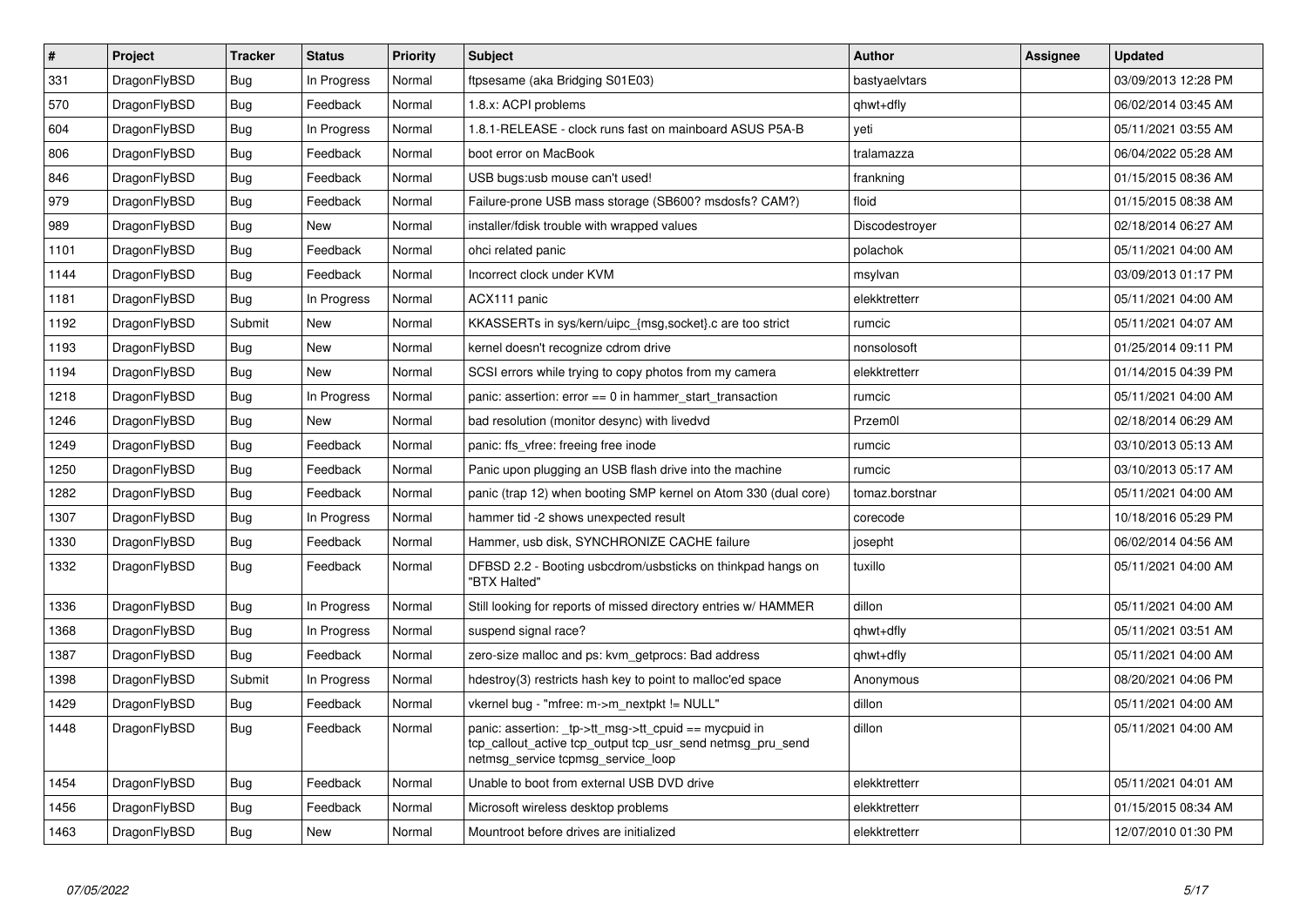| # | Project | Tracker | Status | Priority | Subject | Author | Assignee | Updated |
|---|---|---|---|---|---|---|---|---|
| 331 | DragonFlyBSD | Bug | In Progress | Normal | ftpsesame (aka Bridging S01E03) | bastyaelvtars | | 03/09/2013 12:28 PM |
| 570 | DragonFlyBSD | Bug | Feedback | Normal | 1.8.x: ACPI problems | qhwt+dfly | | 06/02/2014 03:45 AM |
| 604 | DragonFlyBSD | Bug | In Progress | Normal | 1.8.1-RELEASE - clock runs fast on mainboard ASUS P5A-B | yeti | | 05/11/2021 03:55 AM |
| 806 | DragonFlyBSD | Bug | Feedback | Normal | boot error on MacBook | tralamazza | | 06/04/2022 05:28 AM |
| 846 | DragonFlyBSD | Bug | Feedback | Normal | USB bugs:usb mouse can't used! | frankning | | 01/15/2015 08:36 AM |
| 979 | DragonFlyBSD | Bug | Feedback | Normal | Failure-prone USB mass storage (SB600? msdosfs? CAM?) | floid | | 01/15/2015 08:38 AM |
| 989 | DragonFlyBSD | Bug | New | Normal | installer/fdisk trouble with wrapped values | Discodestroyer | | 02/18/2014 06:27 AM |
| 1101 | DragonFlyBSD | Bug | Feedback | Normal | ohci related panic | polachok | | 05/11/2021 04:00 AM |
| 1144 | DragonFlyBSD | Bug | Feedback | Normal | Incorrect clock under KVM | msylvan | | 03/09/2013 01:17 PM |
| 1181 | DragonFlyBSD | Bug | In Progress | Normal | ACX111 panic | elekktretterr | | 05/11/2021 04:00 AM |
| 1192 | DragonFlyBSD | Submit | New | Normal | KKASSERTs in sys/kern/uipc_{msg,socket}.c are too strict | rumcic | | 05/11/2021 04:07 AM |
| 1193 | DragonFlyBSD | Bug | New | Normal | kernel doesn't recognize cdrom drive | nonsolosoft | | 01/25/2014 09:11 PM |
| 1194 | DragonFlyBSD | Bug | New | Normal | SCSI errors while trying to copy photos from my camera | elekktretterr | | 01/14/2015 04:39 PM |
| 1218 | DragonFlyBSD | Bug | In Progress | Normal | panic: assertion: error == 0 in hammer_start_transaction | rumcic | | 05/11/2021 04:00 AM |
| 1246 | DragonFlyBSD | Bug | New | Normal | bad resolution (monitor desync) with livedvd | Przem0l | | 02/18/2014 06:29 AM |
| 1249 | DragonFlyBSD | Bug | Feedback | Normal | panic: ffs_vfree: freeing free inode | rumcic | | 03/10/2013 05:13 AM |
| 1250 | DragonFlyBSD | Bug | Feedback | Normal | Panic upon plugging an USB flash drive into the machine | rumcic | | 03/10/2013 05:17 AM |
| 1282 | DragonFlyBSD | Bug | Feedback | Normal | panic (trap 12) when booting SMP kernel on Atom 330 (dual core) | tomaz.borstnar | | 05/11/2021 04:00 AM |
| 1307 | DragonFlyBSD | Bug | In Progress | Normal | hammer tid -2 shows unexpected result | corecode | | 10/18/2016 05:29 PM |
| 1330 | DragonFlyBSD | Bug | Feedback | Normal | Hammer, usb disk, SYNCHRONIZE CACHE failure | josepht | | 06/02/2014 04:56 AM |
| 1332 | DragonFlyBSD | Bug | Feedback | Normal | DFBSD 2.2 - Booting usbcdrom/usbsticks on thinkpad hangs on "BTX Halted" | tuxillo | | 05/11/2021 04:00 AM |
| 1336 | DragonFlyBSD | Bug | In Progress | Normal | Still looking for reports of missed directory entries w/ HAMMER | dillon | | 05/11/2021 04:00 AM |
| 1368 | DragonFlyBSD | Bug | In Progress | Normal | suspend signal race? | qhwt+dfly | | 05/11/2021 03:51 AM |
| 1387 | DragonFlyBSD | Bug | Feedback | Normal | zero-size malloc and ps: kvm_getprocs: Bad address | qhwt+dfly | | 05/11/2021 04:00 AM |
| 1398 | DragonFlyBSD | Submit | In Progress | Normal | hdestroy(3) restricts hash key to point to malloc'ed space | Anonymous | | 08/20/2021 04:06 PM |
| 1429 | DragonFlyBSD | Bug | Feedback | Normal | vkernel bug - "mfree: m->m_nextpkt != NULL" | dillon | | 05/11/2021 04:00 AM |
| 1448 | DragonFlyBSD | Bug | Feedback | Normal | panic: assertion: _tp->tt_msg->tt_cpuid == mycpuid in tcp_callout_active tcp_output tcp_usr_send netmsg_pru_send netmsg_service tcpmsg_service_loop | dillon | | 05/11/2021 04:00 AM |
| 1454 | DragonFlyBSD | Bug | Feedback | Normal | Unable to boot from external USB DVD drive | elekktretterr | | 05/11/2021 04:01 AM |
| 1456 | DragonFlyBSD | Bug | Feedback | Normal | Microsoft wireless desktop problems | elekktretterr | | 01/15/2015 08:34 AM |
| 1463 | DragonFlyBSD | Bug | New | Normal | Mountroot before drives are initialized | elekktretterr | | 12/07/2010 01:30 PM |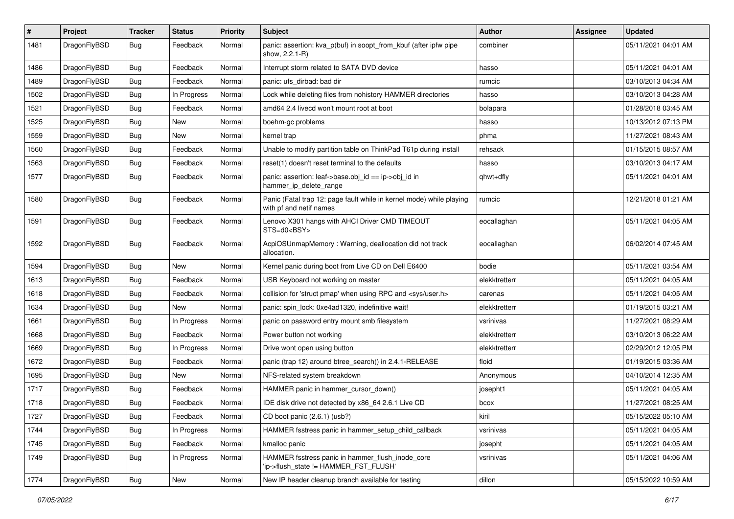| # | Project | Tracker | Status | Priority | Subject | Author | Assignee | Updated |
|---|---|---|---|---|---|---|---|---|
| 1481 | DragonFlyBSD | Bug | Feedback | Normal | panic: assertion: kva_p(buf) in soopt_from_kbuf (after ipfw pipe show, 2.2.1-R) | combiner | | 05/11/2021 04:01 AM |
| 1486 | DragonFlyBSD | Bug | Feedback | Normal | Interrupt storm related to SATA DVD device | hasso | | 05/11/2021 04:01 AM |
| 1489 | DragonFlyBSD | Bug | Feedback | Normal | panic: ufs_dirbad: bad dir | rumcic | | 03/10/2013 04:34 AM |
| 1502 | DragonFlyBSD | Bug | In Progress | Normal | Lock while deleting files from nohistory HAMMER directories | hasso | | 03/10/2013 04:28 AM |
| 1521 | DragonFlyBSD | Bug | Feedback | Normal | amd64 2.4 livecd won't mount root at boot | bolapara | | 01/28/2018 03:45 AM |
| 1525 | DragonFlyBSD | Bug | New | Normal | boehm-gc problems | hasso | | 10/13/2012 07:13 PM |
| 1559 | DragonFlyBSD | Bug | New | Normal | kernel trap | phma | | 11/27/2021 08:43 AM |
| 1560 | DragonFlyBSD | Bug | Feedback | Normal | Unable to modify partition table on ThinkPad T61p during install | rehsack | | 01/15/2015 08:57 AM |
| 1563 | DragonFlyBSD | Bug | Feedback | Normal | reset(1) doesn't reset terminal to the defaults | hasso | | 03/10/2013 04:17 AM |
| 1577 | DragonFlyBSD | Bug | Feedback | Normal | panic: assertion: leaf->base.obj_id == ip->obj_id in hammer_ip_delete_range | qhwt+dfly | | 05/11/2021 04:01 AM |
| 1580 | DragonFlyBSD | Bug | Feedback | Normal | Panic (Fatal trap 12: page fault while in kernel mode) while playing with pf and netif names | rumcic | | 12/21/2018 01:21 AM |
| 1591 | DragonFlyBSD | Bug | Feedback | Normal | Lenovo X301 hangs with AHCI Driver CMD TIMEOUT STS=d0<BSY> | eocallaghan | | 05/11/2021 04:05 AM |
| 1592 | DragonFlyBSD | Bug | Feedback | Normal | AcpiOSUnmapMemory : Warning, deallocation did not track allocation. | eocallaghan | | 06/02/2014 07:45 AM |
| 1594 | DragonFlyBSD | Bug | New | Normal | Kernel panic during boot from Live CD on Dell E6400 | bodie | | 05/11/2021 03:54 AM |
| 1613 | DragonFlyBSD | Bug | Feedback | Normal | USB Keyboard not working on master | elekktretterr | | 05/11/2021 04:05 AM |
| 1618 | DragonFlyBSD | Bug | Feedback | Normal | collision for 'struct pmap' when using RPC and <sys/user.h> | carenas | | 05/11/2021 04:05 AM |
| 1634 | DragonFlyBSD | Bug | New | Normal | panic: spin_lock: 0xe4ad1320, indefinitive wait! | elekktretterr | | 01/19/2015 03:21 AM |
| 1661 | DragonFlyBSD | Bug | In Progress | Normal | panic on password entry mount smb filesystem | vsrinivas | | 11/27/2021 08:29 AM |
| 1668 | DragonFlyBSD | Bug | Feedback | Normal | Power button not working | elekktretterr | | 03/10/2013 06:22 AM |
| 1669 | DragonFlyBSD | Bug | In Progress | Normal | Drive wont open using button | elekktretterr | | 02/29/2012 12:05 PM |
| 1672 | DragonFlyBSD | Bug | Feedback | Normal | panic (trap 12) around btree_search() in 2.4.1-RELEASE | floid | | 01/19/2015 03:36 AM |
| 1695 | DragonFlyBSD | Bug | New | Normal | NFS-related system breakdown | Anonymous | | 04/10/2014 12:35 AM |
| 1717 | DragonFlyBSD | Bug | Feedback | Normal | HAMMER panic in hammer_cursor_down() | josepht1 | | 05/11/2021 04:05 AM |
| 1718 | DragonFlyBSD | Bug | Feedback | Normal | IDE disk drive not detected by x86_64 2.6.1 Live CD | bcox | | 11/27/2021 08:25 AM |
| 1727 | DragonFlyBSD | Bug | Feedback | Normal | CD boot panic (2.6.1) (usb?) | kiril | | 05/15/2022 05:10 AM |
| 1744 | DragonFlyBSD | Bug | In Progress | Normal | HAMMER fsstress panic in hammer_setup_child_callback | vsrinivas | | 05/11/2021 04:05 AM |
| 1745 | DragonFlyBSD | Bug | Feedback | Normal | kmalloc panic | josepht | | 05/11/2021 04:05 AM |
| 1749 | DragonFlyBSD | Bug | In Progress | Normal | HAMMER fsstress panic in hammer_flush_inode_core 'ip->flush_state != HAMMER_FST_FLUSH' | vsrinivas | | 05/11/2021 04:06 AM |
| 1774 | DragonFlyBSD | Bug | New | Normal | New IP header cleanup branch available for testing | dillon | | 05/15/2022 10:59 AM |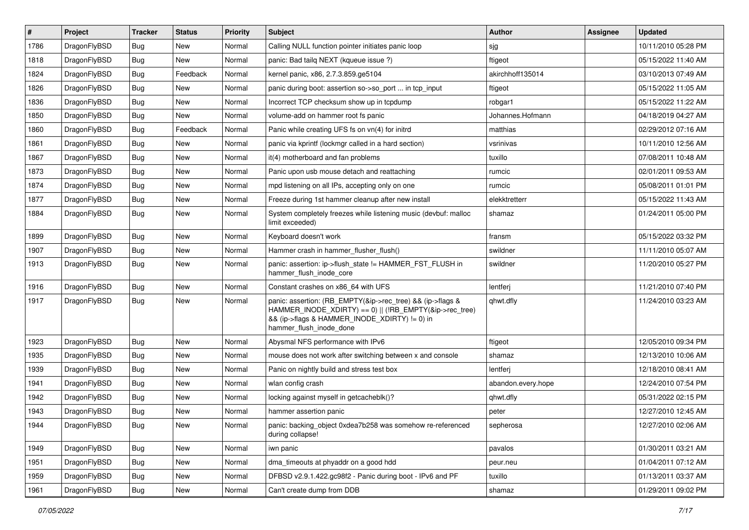| # | Project | Tracker | Status | Priority | Subject | Author | Assignee | Updated |
|---|---|---|---|---|---|---|---|---|
| 1786 | DragonFlyBSD | Bug | New | Normal | Calling NULL function pointer initiates panic loop | sjg | | 10/11/2010 05:28 PM |
| 1818 | DragonFlyBSD | Bug | New | Normal | panic: Bad tailq NEXT (kqueue issue ?) | ftigeot | | 05/15/2022 11:40 AM |
| 1824 | DragonFlyBSD | Bug | Feedback | Normal | kernel panic, x86, 2.7.3.859.ge5104 | akirchhoff135014 | | 03/10/2013 07:49 AM |
| 1826 | DragonFlyBSD | Bug | New | Normal | panic during boot: assertion so->so_port ... in tcp_input | ftigeot | | 05/15/2022 11:05 AM |
| 1836 | DragonFlyBSD | Bug | New | Normal | Incorrect TCP checksum show up in tcpdump | robgar1 | | 05/15/2022 11:22 AM |
| 1850 | DragonFlyBSD | Bug | New | Normal | volume-add on hammer root fs panic | Johannes.Hofmann | | 04/18/2019 04:27 AM |
| 1860 | DragonFlyBSD | Bug | Feedback | Normal | Panic while creating UFS fs on vn(4) for initrd | matthias | | 02/29/2012 07:16 AM |
| 1861 | DragonFlyBSD | Bug | New | Normal | panic via kprintf (lockmgr called in a hard section) | vsrinivas | | 10/11/2010 12:56 AM |
| 1867 | DragonFlyBSD | Bug | New | Normal | it(4) motherboard and fan problems | tuxillo | | 07/08/2011 10:48 AM |
| 1873 | DragonFlyBSD | Bug | New | Normal | Panic upon usb mouse detach and reattaching | rumcic | | 02/01/2011 09:53 AM |
| 1874 | DragonFlyBSD | Bug | New | Normal | mpd listening on all IPs, accepting only on one | rumcic | | 05/08/2011 01:01 PM |
| 1877 | DragonFlyBSD | Bug | New | Normal | Freeze during 1st hammer cleanup after new install | elekktretterr | | 05/15/2022 11:43 AM |
| 1884 | DragonFlyBSD | Bug | New | Normal | System completely freezes while listening music (devbuf: malloc limit exceeded) | shamaz | | 01/24/2011 05:00 PM |
| 1899 | DragonFlyBSD | Bug | New | Normal | Keyboard doesn't work | fransm | | 05/15/2022 03:32 PM |
| 1907 | DragonFlyBSD | Bug | New | Normal | Hammer crash in hammer_flusher_flush() | swildner | | 11/11/2010 05:07 AM |
| 1913 | DragonFlyBSD | Bug | New | Normal | panic: assertion: ip->flush_state != HAMMER_FST_FLUSH in hammer_flush_inode_core | swildner | | 11/20/2010 05:27 PM |
| 1916 | DragonFlyBSD | Bug | New | Normal | Constant crashes on x86_64 with UFS | lentferj | | 11/21/2010 07:40 PM |
| 1917 | DragonFlyBSD | Bug | New | Normal | panic: assertion: (RB_EMPTY(&ip->rec_tree) && (ip->flags & HAMMER_INODE_XDIRTY) == 0) \|\| (!RB_EMPTY(&ip->rec_tree) && (ip->flags & HAMMER_INODE_XDIRTY) != 0) in hammer_flush_inode_done | qhwt.dfly | | 11/24/2010 03:23 AM |
| 1923 | DragonFlyBSD | Bug | New | Normal | Abysmal NFS performance with IPv6 | ftigeot | | 12/05/2010 09:34 PM |
| 1935 | DragonFlyBSD | Bug | New | Normal | mouse does not work after switching between x and console | shamaz | | 12/13/2010 10:06 AM |
| 1939 | DragonFlyBSD | Bug | New | Normal | Panic on nightly build and stress test box | lentferj | | 12/18/2010 08:41 AM |
| 1941 | DragonFlyBSD | Bug | New | Normal | wlan config crash | abandon.every.hope | | 12/24/2010 07:54 PM |
| 1942 | DragonFlyBSD | Bug | New | Normal | locking against myself in getcacheblk()? | qhwt.dfly | | 05/31/2022 02:15 PM |
| 1943 | DragonFlyBSD | Bug | New | Normal | hammer assertion panic | peter | | 12/27/2010 12:45 AM |
| 1944 | DragonFlyBSD | Bug | New | Normal | panic: backing_object 0xdea7b258 was somehow re-referenced during collapse! | sepherosa | | 12/27/2010 02:06 AM |
| 1949 | DragonFlyBSD | Bug | New | Normal | iwn panic | pavalos | | 01/30/2011 03:21 AM |
| 1951 | DragonFlyBSD | Bug | New | Normal | dma_timeouts at phyaddr on a good hdd | peur.neu | | 01/04/2011 07:12 AM |
| 1959 | DragonFlyBSD | Bug | New | Normal | DFBSD v2.9.1.422.gc98f2 - Panic during boot - IPv6 and PF | tuxillo | | 01/13/2011 03:37 AM |
| 1961 | DragonFlyBSD | Bug | New | Normal | Can't create dump from DDB | shamaz | | 01/29/2011 09:02 PM |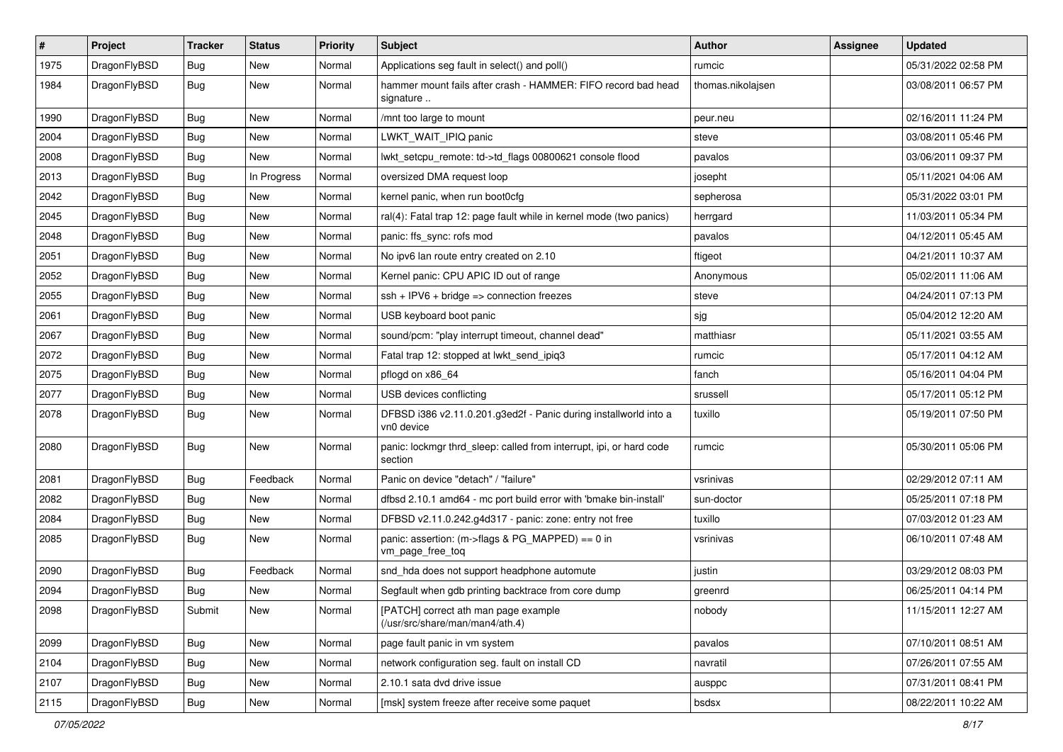| # | Project | Tracker | Status | Priority | Subject | Author | Assignee | Updated |
|---|---|---|---|---|---|---|---|---|
| 1975 | DragonFlyBSD | Bug | New | Normal | Applications seg fault in select() and poll() | rumcic | | 05/31/2022 02:58 PM |
| 1984 | DragonFlyBSD | Bug | New | Normal | hammer mount fails after crash - HAMMER: FIFO record bad head signature .. | thomas.nikolajsen | | 03/08/2011 06:57 PM |
| 1990 | DragonFlyBSD | Bug | New | Normal | /mnt too large to mount | peur.neu | | 02/16/2011 11:24 PM |
| 2004 | DragonFlyBSD | Bug | New | Normal | LWKT_WAIT_IPIQ panic | steve | | 03/08/2011 05:46 PM |
| 2008 | DragonFlyBSD | Bug | New | Normal | lwkt_setcpu_remote: td->td_flags 00800621 console flood | pavalos | | 03/06/2011 09:37 PM |
| 2013 | DragonFlyBSD | Bug | In Progress | Normal | oversized DMA request loop | josepht | | 05/11/2021 04:06 AM |
| 2042 | DragonFlyBSD | Bug | New | Normal | kernel panic, when run boot0cfg | sepherosa | | 05/31/2022 03:01 PM |
| 2045 | DragonFlyBSD | Bug | New | Normal | ral(4): Fatal trap 12: page fault while in kernel mode (two panics) | herrgard | | 11/03/2011 05:34 PM |
| 2048 | DragonFlyBSD | Bug | New | Normal | panic: ffs_sync: rofs mod | pavalos | | 04/12/2011 05:45 AM |
| 2051 | DragonFlyBSD | Bug | New | Normal | No ipv6 lan route entry created on 2.10 | ftigeot | | 04/21/2011 10:37 AM |
| 2052 | DragonFlyBSD | Bug | New | Normal | Kernel panic: CPU APIC ID out of range | Anonymous | | 05/02/2011 11:06 AM |
| 2055 | DragonFlyBSD | Bug | New | Normal | ssh + IPV6 + bridge => connection freezes | steve | | 04/24/2011 07:13 PM |
| 2061 | DragonFlyBSD | Bug | New | Normal | USB keyboard boot panic | sjg | | 05/04/2012 12:20 AM |
| 2067 | DragonFlyBSD | Bug | New | Normal | sound/pcm: "play interrupt timeout, channel dead" | matthiasr | | 05/11/2021 03:55 AM |
| 2072 | DragonFlyBSD | Bug | New | Normal | Fatal trap 12: stopped at lwkt_send_ipiq3 | rumcic | | 05/17/2011 04:12 AM |
| 2075 | DragonFlyBSD | Bug | New | Normal | pflogd on x86_64 | fanch | | 05/16/2011 04:04 PM |
| 2077 | DragonFlyBSD | Bug | New | Normal | USB devices conflicting | srussell | | 05/17/2011 05:12 PM |
| 2078 | DragonFlyBSD | Bug | New | Normal | DFBSD i386 v2.11.0.201.g3ed2f - Panic during installworld into a vn0 device | tuxillo | | 05/19/2011 07:50 PM |
| 2080 | DragonFlyBSD | Bug | New | Normal | panic: lockmgr thrd_sleep: called from interrupt, ipi, or hard code section | rumcic | | 05/30/2011 05:06 PM |
| 2081 | DragonFlyBSD | Bug | Feedback | Normal | Panic on device "detach" / "failure" | vsrinivas | | 02/29/2012 07:11 AM |
| 2082 | DragonFlyBSD | Bug | New | Normal | dfbsd 2.10.1 amd64 - mc port build error with 'bmake bin-install' | sun-doctor | | 05/25/2011 07:18 PM |
| 2084 | DragonFlyBSD | Bug | New | Normal | DFBSD v2.11.0.242.g4d317 - panic: zone: entry not free | tuxillo | | 07/03/2012 01:23 AM |
| 2085 | DragonFlyBSD | Bug | New | Normal | panic: assertion: (m->flags & PG_MAPPED) == 0 in vm_page_free_toq | vsrinivas | | 06/10/2011 07:48 AM |
| 2090 | DragonFlyBSD | Bug | Feedback | Normal | snd_hda does not support headphone automute | justin | | 03/29/2012 08:03 PM |
| 2094 | DragonFlyBSD | Bug | New | Normal | Segfault when gdb printing backtrace from core dump | greenrd | | 06/25/2011 04:14 PM |
| 2098 | DragonFlyBSD | Submit | New | Normal | [PATCH] correct ath man page example (/usr/src/share/man/man4/ath.4) | nobody | | 11/15/2011 12:27 AM |
| 2099 | DragonFlyBSD | Bug | New | Normal | page fault panic in vm system | pavalos | | 07/10/2011 08:51 AM |
| 2104 | DragonFlyBSD | Bug | New | Normal | network configuration seg. fault on install CD | navratil | | 07/26/2011 07:55 AM |
| 2107 | DragonFlyBSD | Bug | New | Normal | 2.10.1 sata dvd drive issue | ausppc | | 07/31/2011 08:41 PM |
| 2115 | DragonFlyBSD | Bug | New | Normal | [msk] system freeze after receive some paquet | bsdsx | | 08/22/2011 10:22 AM |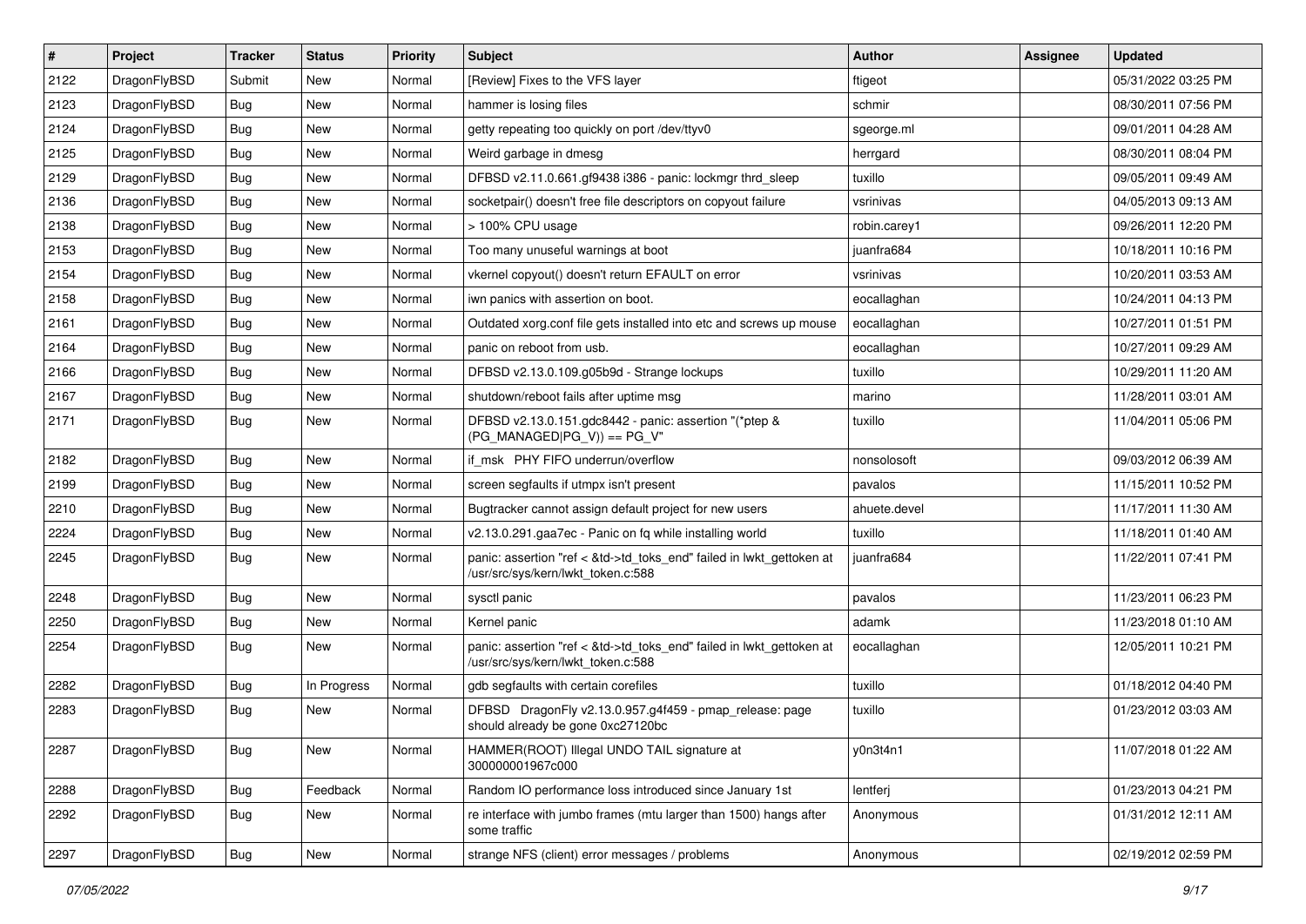| # | Project | Tracker | Status | Priority | Subject | Author | Assignee | Updated |
|---|---|---|---|---|---|---|---|---|
| 2122 | DragonFlyBSD | Submit | New | Normal | [Review] Fixes to the VFS layer | ftigeot | | 05/31/2022 03:25 PM |
| 2123 | DragonFlyBSD | Bug | New | Normal | hammer is losing files | schmir | | 08/30/2011 07:56 PM |
| 2124 | DragonFlyBSD | Bug | New | Normal | getty repeating too quickly on port /dev/ttyv0 | sgeorge.ml | | 09/01/2011 04:28 AM |
| 2125 | DragonFlyBSD | Bug | New | Normal | Weird garbage in dmesg | herrgard | | 08/30/2011 08:04 PM |
| 2129 | DragonFlyBSD | Bug | New | Normal | DFBSD v2.11.0.661.gf9438 i386 - panic: lockmgr thrd_sleep | tuxillo | | 09/05/2011 09:49 AM |
| 2136 | DragonFlyBSD | Bug | New | Normal | socketpair() doesn't free file descriptors on copyout failure | vsrinivas | | 04/05/2013 09:13 AM |
| 2138 | DragonFlyBSD | Bug | New | Normal | > 100% CPU usage | robin.carey1 | | 09/26/2011 12:20 PM |
| 2153 | DragonFlyBSD | Bug | New | Normal | Too many unuseful warnings at boot | juanfra684 | | 10/18/2011 10:16 PM |
| 2154 | DragonFlyBSD | Bug | New | Normal | vkernel copyout() doesn't return EFAULT on error | vsrinivas | | 10/20/2011 03:53 AM |
| 2158 | DragonFlyBSD | Bug | New | Normal | iwn panics with assertion on boot. | eocallaghan | | 10/24/2011 04:13 PM |
| 2161 | DragonFlyBSD | Bug | New | Normal | Outdated xorg.conf file gets installed into etc and screws up mouse | eocallaghan | | 10/27/2011 01:51 PM |
| 2164 | DragonFlyBSD | Bug | New | Normal | panic on reboot from usb. | eocallaghan | | 10/27/2011 09:29 AM |
| 2166 | DragonFlyBSD | Bug | New | Normal | DFBSD v2.13.0.109.g05b9d - Strange lockups | tuxillo | | 10/29/2011 11:20 AM |
| 2167 | DragonFlyBSD | Bug | New | Normal | shutdown/reboot fails after uptime msg | marino | | 11/28/2011 03:01 AM |
| 2171 | DragonFlyBSD | Bug | New | Normal | DFBSD v2.13.0.151.gdc8442 - panic: assertion "(*ptep & (PG_MANAGED\|PG_V)) == PG_V" | tuxillo | | 11/04/2011 05:06 PM |
| 2182 | DragonFlyBSD | Bug | New | Normal | if_msk PHY FIFO underrun/overflow | nonsolosoft | | 09/03/2012 06:39 AM |
| 2199 | DragonFlyBSD | Bug | New | Normal | screen segfaults if utmpx isn't present | pavalos | | 11/15/2011 10:52 PM |
| 2210 | DragonFlyBSD | Bug | New | Normal | Bugtracker cannot assign default project for new users | ahuete.devel | | 11/17/2011 11:30 AM |
| 2224 | DragonFlyBSD | Bug | New | Normal | v2.13.0.291.gaa7ec - Panic on fq while installing world | tuxillo | | 11/18/2011 01:40 AM |
| 2245 | DragonFlyBSD | Bug | New | Normal | panic: assertion "ref < &td->td_toks_end" failed in lwkt_gettoken at /usr/src/sys/kern/lwkt_token.c:588 | juanfra684 | | 11/22/2011 07:41 PM |
| 2248 | DragonFlyBSD | Bug | New | Normal | sysctl panic | pavalos | | 11/23/2011 06:23 PM |
| 2250 | DragonFlyBSD | Bug | New | Normal | Kernel panic | adamk | | 11/23/2018 01:10 AM |
| 2254 | DragonFlyBSD | Bug | New | Normal | panic: assertion "ref < &td->td_toks_end" failed in lwkt_gettoken at /usr/src/sys/kern/lwkt_token.c:588 | eocallaghan | | 12/05/2011 10:21 PM |
| 2282 | DragonFlyBSD | Bug | In Progress | Normal | gdb segfaults with certain corefiles | tuxillo | | 01/18/2012 04:40 PM |
| 2283 | DragonFlyBSD | Bug | New | Normal | DFBSD DragonFly v2.13.0.957.g4f459 - pmap_release: page should already be gone 0xc27120bc | tuxillo | | 01/23/2012 03:03 AM |
| 2287 | DragonFlyBSD | Bug | New | Normal | HAMMER(ROOT) Illegal UNDO TAIL signature at 300000001967c000 | y0n3t4n1 | | 11/07/2018 01:22 AM |
| 2288 | DragonFlyBSD | Bug | Feedback | Normal | Random IO performance loss introduced since January 1st | lentferj | | 01/23/2013 04:21 PM |
| 2292 | DragonFlyBSD | Bug | New | Normal | re interface with jumbo frames (mtu larger than 1500) hangs after some traffic | Anonymous | | 01/31/2012 12:11 AM |
| 2297 | DragonFlyBSD | Bug | New | Normal | strange NFS (client) error messages / problems | Anonymous | | 02/19/2012 02:59 PM |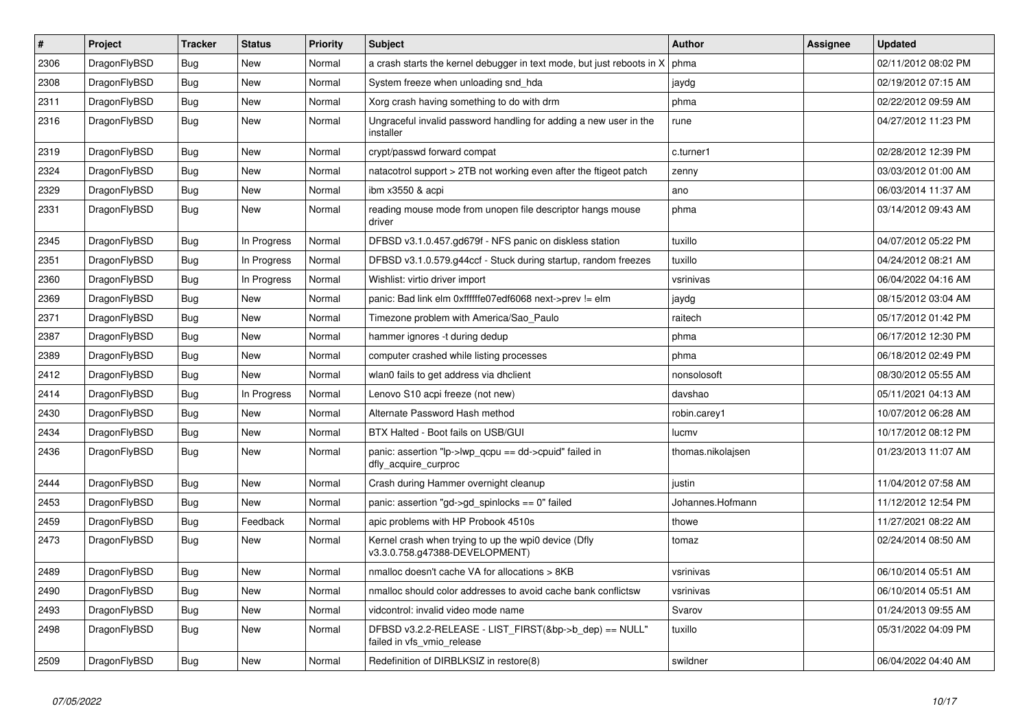| # | Project | Tracker | Status | Priority | Subject | Author | Assignee | Updated |
|---|---|---|---|---|---|---|---|---|
| 2306 | DragonFlyBSD | Bug | New | Normal | a crash starts the kernel debugger in text mode, but just reboots in X | phma | | 02/11/2012 08:02 PM |
| 2308 | DragonFlyBSD | Bug | New | Normal | System freeze when unloading snd_hda | jaydg | | 02/19/2012 07:15 AM |
| 2311 | DragonFlyBSD | Bug | New | Normal | Xorg crash having something to do with drm | phma | | 02/22/2012 09:59 AM |
| 2316 | DragonFlyBSD | Bug | New | Normal | Ungraceful invalid password handling for adding a new user in the installer | rune | | 04/27/2012 11:23 PM |
| 2319 | DragonFlyBSD | Bug | New | Normal | crypt/passwd forward compat | c.turner1 | | 02/28/2012 12:39 PM |
| 2324 | DragonFlyBSD | Bug | New | Normal | natacotrol support > 2TB not working even after the ftigeot patch | zenny | | 03/03/2012 01:00 AM |
| 2329 | DragonFlyBSD | Bug | New | Normal | ibm x3550 & acpi | ano | | 06/03/2014 11:37 AM |
| 2331 | DragonFlyBSD | Bug | New | Normal | reading mouse mode from unopen file descriptor hangs mouse driver | phma | | 03/14/2012 09:43 AM |
| 2345 | DragonFlyBSD | Bug | In Progress | Normal | DFBSD v3.1.0.457.gd679f - NFS panic on diskless station | tuxillo | | 04/07/2012 05:22 PM |
| 2351 | DragonFlyBSD | Bug | In Progress | Normal | DFBSD v3.1.0.579.g44ccf - Stuck during startup, random freezes | tuxillo | | 04/24/2012 08:21 AM |
| 2360 | DragonFlyBSD | Bug | In Progress | Normal | Wishlist: virtio driver import | vsrinivas | | 06/04/2022 04:16 AM |
| 2369 | DragonFlyBSD | Bug | New | Normal | panic: Bad link elm 0xffffffe07edf6068 next->prev != elm | jaydg | | 08/15/2012 03:04 AM |
| 2371 | DragonFlyBSD | Bug | New | Normal | Timezone problem with America/Sao_Paulo | raitech | | 05/17/2012 01:42 PM |
| 2387 | DragonFlyBSD | Bug | New | Normal | hammer ignores -t during dedup | phma | | 06/17/2012 12:30 PM |
| 2389 | DragonFlyBSD | Bug | New | Normal | computer crashed while listing processes | phma | | 06/18/2012 02:49 PM |
| 2412 | DragonFlyBSD | Bug | New | Normal | wlan0 fails to get address via dhclient | nonsolosoft | | 08/30/2012 05:55 AM |
| 2414 | DragonFlyBSD | Bug | In Progress | Normal | Lenovo S10 acpi freeze (not new) | davshao | | 05/11/2021 04:13 AM |
| 2430 | DragonFlyBSD | Bug | New | Normal | Alternate Password Hash method | robin.carey1 | | 10/07/2012 06:28 AM |
| 2434 | DragonFlyBSD | Bug | New | Normal | BTX Halted - Boot fails on USB/GUI | lucmv | | 10/17/2012 08:12 PM |
| 2436 | DragonFlyBSD | Bug | New | Normal | panic: assertion "lp->lwp_qcpu == dd->cpuid" failed in dfly_acquire_curproc | thomas.nikolajsen | | 01/23/2013 11:07 AM |
| 2444 | DragonFlyBSD | Bug | New | Normal | Crash during Hammer overnight cleanup | justin | | 11/04/2012 07:58 AM |
| 2453 | DragonFlyBSD | Bug | New | Normal | panic: assertion "gd->gd_spinlocks == 0" failed | Johannes.Hofmann | | 11/12/2012 12:54 PM |
| 2459 | DragonFlyBSD | Bug | Feedback | Normal | apic problems with HP Probook 4510s | thowe | | 11/27/2021 08:22 AM |
| 2473 | DragonFlyBSD | Bug | New | Normal | Kernel crash when trying to up the wpi0 device (Dfly v3.3.0.758.g47388-DEVELOPMENT) | tomaz | | 02/24/2014 08:50 AM |
| 2489 | DragonFlyBSD | Bug | New | Normal | nmalloc doesn't cache VA for allocations > 8KB | vsrinivas | | 06/10/2014 05:51 AM |
| 2490 | DragonFlyBSD | Bug | New | Normal | nmalloc should color addresses to avoid cache bank conflictsw | vsrinivas | | 06/10/2014 05:51 AM |
| 2493 | DragonFlyBSD | Bug | New | Normal | vidcontrol: invalid video mode name | Svarov | | 01/24/2013 09:55 AM |
| 2498 | DragonFlyBSD | Bug | New | Normal | DFBSD v3.2.2-RELEASE - LIST_FIRST(&bp->b_dep) == NULL" failed in vfs_vmio_release | tuxillo | | 05/31/2022 04:09 PM |
| 2509 | DragonFlyBSD | Bug | New | Normal | Redefinition of DIRBLKSIZ in restore(8) | swildner | | 06/04/2022 04:40 AM |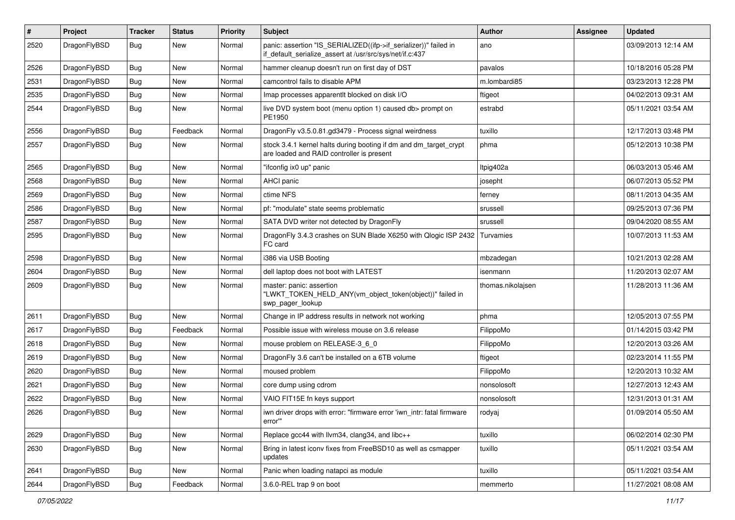| # | Project | Tracker | Status | Priority | Subject | Author | Assignee | Updated |
|---|---|---|---|---|---|---|---|---|
| 2520 | DragonFlyBSD | Bug | New | Normal | panic: assertion "IS_SERIALIZED((ifp->if_serializer))" failed in if_default_serialize_assert at /usr/src/sys/net/if.c:437 | ano | | 03/09/2013 12:14 AM |
| 2526 | DragonFlyBSD | Bug | New | Normal | hammer cleanup doesn't run on first day of DST | pavalos | | 10/18/2016 05:28 PM |
| 2531 | DragonFlyBSD | Bug | New | Normal | camcontrol fails to disable APM | m.lombardi85 | | 03/23/2013 12:28 PM |
| 2535 | DragonFlyBSD | Bug | New | Normal | Imap processes apparentlt blocked on disk I/O | ftigeot | | 04/02/2013 09:31 AM |
| 2544 | DragonFlyBSD | Bug | New | Normal | live DVD system boot (menu option 1) caused db> prompt on PE1950 | estrabd | | 05/11/2021 03:54 AM |
| 2556 | DragonFlyBSD | Bug | Feedback | Normal | DragonFly v3.5.0.81.gd3479 - Process signal weirdness | tuxillo | | 12/17/2013 03:48 PM |
| 2557 | DragonFlyBSD | Bug | New | Normal | stock 3.4.1 kernel halts during booting if dm and dm_target_crypt are loaded and RAID controller is present | phma | | 05/12/2013 10:38 PM |
| 2565 | DragonFlyBSD | Bug | New | Normal | "ifconfig ix0 up" panic | Itpig402a | | 06/03/2013 05:46 AM |
| 2568 | DragonFlyBSD | Bug | New | Normal | AHCI panic | josepht | | 06/07/2013 05:52 PM |
| 2569 | DragonFlyBSD | Bug | New | Normal | ctime NFS | ferney | | 08/11/2013 04:35 AM |
| 2586 | DragonFlyBSD | Bug | New | Normal | pf: "modulate" state seems problematic | srussell | | 09/25/2013 07:36 PM |
| 2587 | DragonFlyBSD | Bug | New | Normal | SATA DVD writer not detected by DragonFly | srussell | | 09/04/2020 08:55 AM |
| 2595 | DragonFlyBSD | Bug | New | Normal | DragonFly 3.4.3 crashes on SUN Blade X6250 with Qlogic ISP 2432 FC card | Turvamies | | 10/07/2013 11:53 AM |
| 2598 | DragonFlyBSD | Bug | New | Normal | i386 via USB Booting | mbzadegan | | 10/21/2013 02:28 AM |
| 2604 | DragonFlyBSD | Bug | New | Normal | dell laptop does not boot with LATEST | isenmann | | 11/20/2013 02:07 AM |
| 2609 | DragonFlyBSD | Bug | New | Normal | master: panic: assertion "LWKT_TOKEN_HELD_ANY(vm_object_token(object))" failed in swp_pager_lookup | thomas.nikolajsen | | 11/28/2013 11:36 AM |
| 2611 | DragonFlyBSD | Bug | New | Normal | Change in IP address results in network not working | phma | | 12/05/2013 07:55 PM |
| 2617 | DragonFlyBSD | Bug | Feedback | Normal | Possible issue with wireless mouse on 3.6 release | FilippoMo | | 01/14/2015 03:42 PM |
| 2618 | DragonFlyBSD | Bug | New | Normal | mouse problem on RELEASE-3_6_0 | FilippoMo | | 12/20/2013 03:26 AM |
| 2619 | DragonFlyBSD | Bug | New | Normal | DragonFly 3.6 can't be installed on a 6TB volume | ftigeot | | 02/23/2014 11:55 PM |
| 2620 | DragonFlyBSD | Bug | New | Normal | moused problem | FilippoMo | | 12/20/2013 10:32 AM |
| 2621 | DragonFlyBSD | Bug | New | Normal | core dump using cdrom | nonsolosoft | | 12/27/2013 12:43 AM |
| 2622 | DragonFlyBSD | Bug | New | Normal | VAIO FIT15E fn keys support | nonsolosoft | | 12/31/2013 01:31 AM |
| 2626 | DragonFlyBSD | Bug | New | Normal | iwn driver drops with error: "firmware error 'iwn_intr: fatal firmware error'" | rodyaj | | 01/09/2014 05:50 AM |
| 2629 | DragonFlyBSD | Bug | New | Normal | Replace gcc44 with llvm34, clang34, and libc++ | tuxillo | | 06/02/2014 02:30 PM |
| 2630 | DragonFlyBSD | Bug | New | Normal | Bring in latest iconv fixes from FreeBSD10 as well as csmapper updates | tuxillo | | 05/11/2021 03:54 AM |
| 2641 | DragonFlyBSD | Bug | New | Normal | Panic when loading natapci as module | tuxillo | | 05/11/2021 03:54 AM |
| 2644 | DragonFlyBSD | Bug | Feedback | Normal | 3.6.0-REL trap 9 on boot | memmerto | | 11/27/2021 08:08 AM |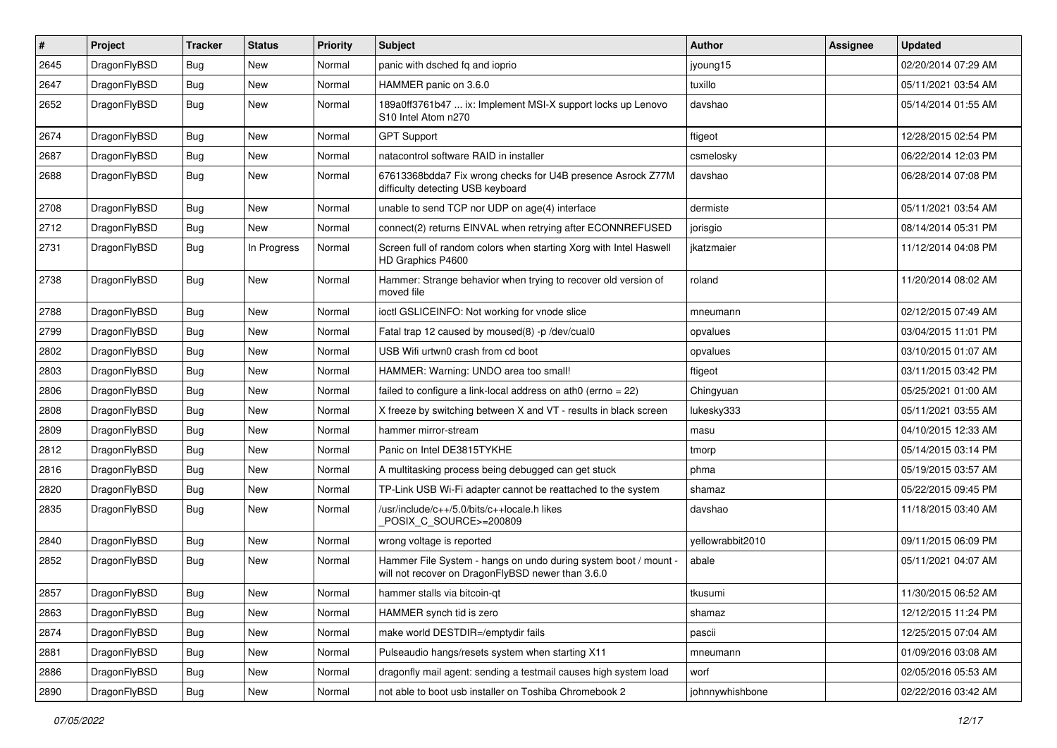| # | Project | Tracker | Status | Priority | Subject | Author | Assignee | Updated |
|---|---|---|---|---|---|---|---|---|
| 2645 | DragonFlyBSD | Bug | New | Normal | panic with dsched fq and ioprio | jyoung15 | | 02/20/2014 07:29 AM |
| 2647 | DragonFlyBSD | Bug | New | Normal | HAMMER panic on 3.6.0 | tuxillo | | 05/11/2021 03:54 AM |
| 2652 | DragonFlyBSD | Bug | New | Normal | 189a0ff3761b47 ... ix: Implement MSI-X support locks up Lenovo S10 Intel Atom n270 | davshao | | 05/14/2014 01:55 AM |
| 2674 | DragonFlyBSD | Bug | New | Normal | GPT Support | ftigeot | | 12/28/2015 02:54 PM |
| 2687 | DragonFlyBSD | Bug | New | Normal | natacontrol software RAID in installer | csmelosky | | 06/22/2014 12:03 PM |
| 2688 | DragonFlyBSD | Bug | New | Normal | 67613368bdda7 Fix wrong checks for U4B presence Asrock Z77M difficulty detecting USB keyboard | davshao | | 06/28/2014 07:08 PM |
| 2708 | DragonFlyBSD | Bug | New | Normal | unable to send TCP nor UDP on age(4) interface | dermiste | | 05/11/2021 03:54 AM |
| 2712 | DragonFlyBSD | Bug | New | Normal | connect(2) returns EINVAL when retrying after ECONNREFUSED | jorisgio | | 08/14/2014 05:31 PM |
| 2731 | DragonFlyBSD | Bug | In Progress | Normal | Screen full of random colors when starting Xorg with Intel Haswell HD Graphics P4600 | jkatzmaier | | 11/12/2014 04:08 PM |
| 2738 | DragonFlyBSD | Bug | New | Normal | Hammer: Strange behavior when trying to recover old version of moved file | roland | | 11/20/2014 08:02 AM |
| 2788 | DragonFlyBSD | Bug | New | Normal | ioctl GSLICEINFO: Not working for vnode slice | mneumann | | 02/12/2015 07:49 AM |
| 2799 | DragonFlyBSD | Bug | New | Normal | Fatal trap 12 caused by moused(8) -p /dev/cual0 | opvalues | | 03/04/2015 11:01 PM |
| 2802 | DragonFlyBSD | Bug | New | Normal | USB Wifi urtwn0 crash from cd boot | opvalues | | 03/10/2015 01:07 AM |
| 2803 | DragonFlyBSD | Bug | New | Normal | HAMMER: Warning: UNDO area too small! | ftigeot | | 03/11/2015 03:42 PM |
| 2806 | DragonFlyBSD | Bug | New | Normal | failed to configure a link-local address on ath0 (errno = 22) | Chingyuan | | 05/25/2021 01:00 AM |
| 2808 | DragonFlyBSD | Bug | New | Normal | X freeze by switching between X and VT - results in black screen | lukesky333 | | 05/11/2021 03:55 AM |
| 2809 | DragonFlyBSD | Bug | New | Normal | hammer mirror-stream | masu | | 04/10/2015 12:33 AM |
| 2812 | DragonFlyBSD | Bug | New | Normal | Panic on Intel DE3815TYKHE | tmorp | | 05/14/2015 03:14 PM |
| 2816 | DragonFlyBSD | Bug | New | Normal | A multitasking process being debugged can get stuck | phma | | 05/19/2015 03:57 AM |
| 2820 | DragonFlyBSD | Bug | New | Normal | TP-Link USB Wi-Fi adapter cannot be reattached to the system | shamaz | | 05/22/2015 09:45 PM |
| 2835 | DragonFlyBSD | Bug | New | Normal | /usr/include/c++/5.0/bits/c++locale.h likes _POSIX_C_SOURCE>=200809 | davshao | | 11/18/2015 03:40 AM |
| 2840 | DragonFlyBSD | Bug | New | Normal | wrong voltage is reported | yellowrabbit2010 | | 09/11/2015 06:09 PM |
| 2852 | DragonFlyBSD | Bug | New | Normal | Hammer File System - hangs on undo during system boot / mount - will not recover on DragonFlyBSD newer than 3.6.0 | abale | | 05/11/2021 04:07 AM |
| 2857 | DragonFlyBSD | Bug | New | Normal | hammer stalls via bitcoin-qt | tkusumi | | 11/30/2015 06:52 AM |
| 2863 | DragonFlyBSD | Bug | New | Normal | HAMMER synch tid is zero | shamaz | | 12/12/2015 11:24 PM |
| 2874 | DragonFlyBSD | Bug | New | Normal | make world DESTDIR=/emptydir fails | pascii | | 12/25/2015 07:04 AM |
| 2881 | DragonFlyBSD | Bug | New | Normal | Pulseaudio hangs/resets system when starting X11 | mneumann | | 01/09/2016 03:08 AM |
| 2886 | DragonFlyBSD | Bug | New | Normal | dragonfly mail agent: sending a testmail causes high system load | worf | | 02/05/2016 05:53 AM |
| 2890 | DragonFlyBSD | Bug | New | Normal | not able to boot usb installer on Toshiba Chromebook 2 | johnnywhishbone | | 02/22/2016 03:42 AM |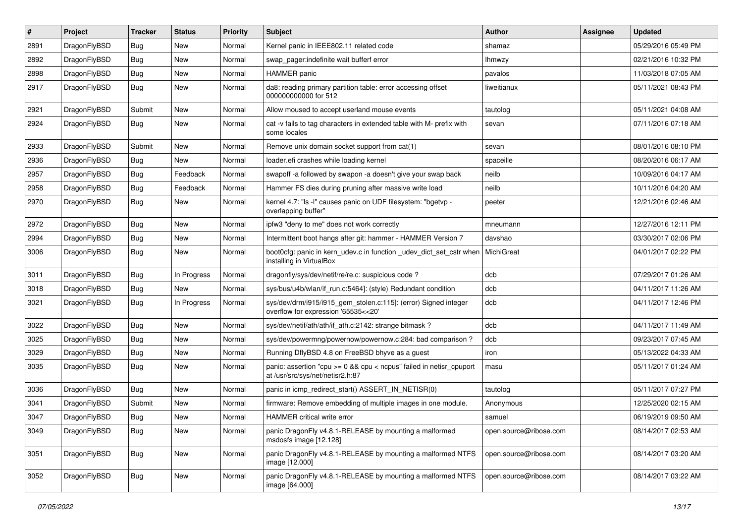| # | Project | Tracker | Status | Priority | Subject | Author | Assignee | Updated |
| --- | --- | --- | --- | --- | --- | --- | --- | --- |
| 2891 | DragonFlyBSD | Bug | New | Normal | Kernel panic in IEEE802.11 related code | shamaz | | 05/29/2016 05:49 PM |
| 2892 | DragonFlyBSD | Bug | New | Normal | swap_pager:indefinite wait bufferf error | lhmwzy | | 02/21/2016 10:32 PM |
| 2898 | DragonFlyBSD | Bug | New | Normal | HAMMER panic | pavalos | | 11/03/2018 07:05 AM |
| 2917 | DragonFlyBSD | Bug | New | Normal | da8: reading primary partition table: error accessing offset 000000000000 for 512 | liweitianux | | 05/11/2021 08:43 PM |
| 2921 | DragonFlyBSD | Submit | New | Normal | Allow moused to accept userland mouse events | tautolog | | 05/11/2021 04:08 AM |
| 2924 | DragonFlyBSD | Bug | New | Normal | cat -v fails to tag characters in extended table with M- prefix with some locales | sevan | | 07/11/2016 07:18 AM |
| 2933 | DragonFlyBSD | Submit | New | Normal | Remove unix domain socket support from cat(1) | sevan | | 08/01/2016 08:10 PM |
| 2936 | DragonFlyBSD | Bug | New | Normal | loader.efi crashes while loading kernel | spaceille | | 08/20/2016 06:17 AM |
| 2957 | DragonFlyBSD | Bug | Feedback | Normal | swapoff -a followed by swapon -a doesn't give your swap back | neilb | | 10/09/2016 04:17 AM |
| 2958 | DragonFlyBSD | Bug | Feedback | Normal | Hammer FS dies during pruning after massive write load | neilb | | 10/11/2016 04:20 AM |
| 2970 | DragonFlyBSD | Bug | New | Normal | kernel 4.7: "ls -l" causes panic on UDF filesystem: "bgetvp - overlapping buffer" | peeter | | 12/21/2016 02:46 AM |
| 2972 | DragonFlyBSD | Bug | New | Normal | ipfw3 "deny to me" does not work correctly | mneumann | | 12/27/2016 12:11 PM |
| 2994 | DragonFlyBSD | Bug | New | Normal | Intermittent boot hangs after git: hammer - HAMMER Version 7 | davshao | | 03/30/2017 02:06 PM |
| 3006 | DragonFlyBSD | Bug | New | Normal | boot0cfg: panic in kern_udev.c in function _udev_dict_set_cstr when installing in VirtualBox | MichiGreat | | 04/01/2017 02:22 PM |
| 3011 | DragonFlyBSD | Bug | In Progress | Normal | dragonfly/sys/dev/netif/re/re.c: suspicious code ? | dcb | | 07/29/2017 01:26 AM |
| 3018 | DragonFlyBSD | Bug | New | Normal | sys/bus/u4b/wlan/if_run.c:5464]: (style) Redundant condition | dcb | | 04/11/2017 11:26 AM |
| 3021 | DragonFlyBSD | Bug | In Progress | Normal | sys/dev/drm/i915/i915_gem_stolen.c:115]: (error) Signed integer overflow for expression '65535<<20' | dcb | | 04/11/2017 12:46 PM |
| 3022 | DragonFlyBSD | Bug | New | Normal | sys/dev/netif/ath/ath/if_ath.c:2142: strange bitmask ? | dcb | | 04/11/2017 11:49 AM |
| 3025 | DragonFlyBSD | Bug | New | Normal | sys/dev/powermng/powernow/powernow.c:284: bad comparison ? | dcb | | 09/23/2017 07:45 AM |
| 3029 | DragonFlyBSD | Bug | New | Normal | Running DflyBSD 4.8 on FreeBSD bhyve as a guest | iron | | 05/13/2022 04:33 AM |
| 3035 | DragonFlyBSD | Bug | New | Normal | panic: assertion "cpu >= 0 && cpu < ncpus" failed in netisr_cpuport at /usr/src/sys/net/netisr2.h:87 | masu | | 05/11/2017 01:24 AM |
| 3036 | DragonFlyBSD | Bug | New | Normal | panic in icmp_redirect_start() ASSERT_IN_NETISR(0) | tautolog | | 05/11/2017 07:27 PM |
| 3041 | DragonFlyBSD | Submit | New | Normal | firmware: Remove embedding of multiple images in one module. | Anonymous | | 12/25/2020 02:15 AM |
| 3047 | DragonFlyBSD | Bug | New | Normal | HAMMER critical write error | samuel | | 06/19/2019 09:50 AM |
| 3049 | DragonFlyBSD | Bug | New | Normal | panic DragonFly v4.8.1-RELEASE by mounting a malformed msdosfs image [12.128] | open.source@ribose.com | | 08/14/2017 02:53 AM |
| 3051 | DragonFlyBSD | Bug | New | Normal | panic DragonFly v4.8.1-RELEASE by mounting a malformed NTFS image [12.000] | open.source@ribose.com | | 08/14/2017 03:20 AM |
| 3052 | DragonFlyBSD | Bug | New | Normal | panic DragonFly v4.8.1-RELEASE by mounting a malformed NTFS image [64.000] | open.source@ribose.com | | 08/14/2017 03:22 AM |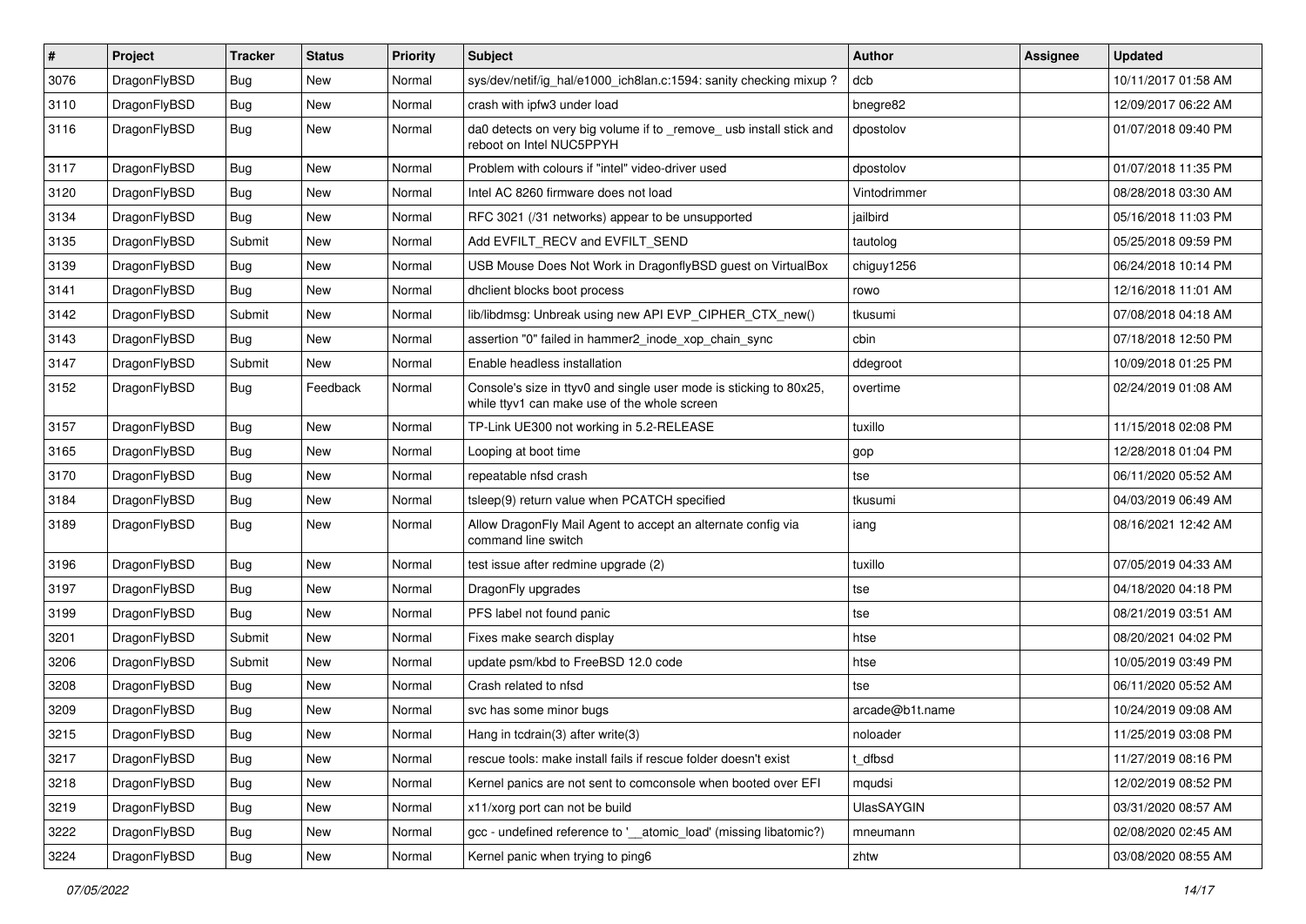| # | Project | Tracker | Status | Priority | Subject | Author | Assignee | Updated |
|---|---|---|---|---|---|---|---|---|
| 3076 | DragonFlyBSD | Bug | New | Normal | sys/dev/netif/ig_hal/e1000_ich8lan.c:1594: sanity checking mixup ? | dcb | | 10/11/2017 01:58 AM |
| 3110 | DragonFlyBSD | Bug | New | Normal | crash with ipfw3 under load | bnegre82 | | 12/09/2017 06:22 AM |
| 3116 | DragonFlyBSD | Bug | New | Normal | da0 detects on very big volume if to _remove_ usb install stick and reboot on Intel NUC5PPYH | dpostolov | | 01/07/2018 09:40 PM |
| 3117 | DragonFlyBSD | Bug | New | Normal | Problem with colours if "intel" video-driver used | dpostolov | | 01/07/2018 11:35 PM |
| 3120 | DragonFlyBSD | Bug | New | Normal | Intel AC 8260 firmware does not load | Vintodrimmer | | 08/28/2018 03:30 AM |
| 3134 | DragonFlyBSD | Bug | New | Normal | RFC 3021 (/31 networks) appear to be unsupported | jailbird | | 05/16/2018 11:03 PM |
| 3135 | DragonFlyBSD | Submit | New | Normal | Add EVFILT_RECV and EVFILT_SEND | tautolog | | 05/25/2018 09:59 PM |
| 3139 | DragonFlyBSD | Bug | New | Normal | USB Mouse Does Not Work in DragonflyBSD guest on VirtualBox | chiguy1256 | | 06/24/2018 10:14 PM |
| 3141 | DragonFlyBSD | Bug | New | Normal | dhclient blocks boot process | rowo | | 12/16/2018 11:01 AM |
| 3142 | DragonFlyBSD | Submit | New | Normal | lib/libdmsg: Unbreak using new API EVP_CIPHER_CTX_new() | tkusumi | | 07/08/2018 04:18 AM |
| 3143 | DragonFlyBSD | Bug | New | Normal | assertion "0" failed in hammer2_inode_xop_chain_sync | cbin | | 07/18/2018 12:50 PM |
| 3147 | DragonFlyBSD | Submit | New | Normal | Enable headless installation | ddegroot | | 10/09/2018 01:25 PM |
| 3152 | DragonFlyBSD | Bug | Feedback | Normal | Console's size in ttyv0 and single user mode is sticking to 80x25, while ttyv1 can make use of the whole screen | overtime | | 02/24/2019 01:08 AM |
| 3157 | DragonFlyBSD | Bug | New | Normal | TP-Link UE300 not working in 5.2-RELEASE | tuxillo | | 11/15/2018 02:08 PM |
| 3165 | DragonFlyBSD | Bug | New | Normal | Looping at boot time | gop | | 12/28/2018 01:04 PM |
| 3170 | DragonFlyBSD | Bug | New | Normal | repeatable nfsd crash | tse | | 06/11/2020 05:52 AM |
| 3184 | DragonFlyBSD | Bug | New | Normal | tsleep(9) return value when PCATCH specified | tkusumi | | 04/03/2019 06:49 AM |
| 3189 | DragonFlyBSD | Bug | New | Normal | Allow DragonFly Mail Agent to accept an alternate config via command line switch | iang | | 08/16/2021 12:42 AM |
| 3196 | DragonFlyBSD | Bug | New | Normal | test issue after redmine upgrade (2) | tuxillo | | 07/05/2019 04:33 AM |
| 3197 | DragonFlyBSD | Bug | New | Normal | DragonFly upgrades | tse | | 04/18/2020 04:18 PM |
| 3199 | DragonFlyBSD | Bug | New | Normal | PFS label not found panic | tse | | 08/21/2019 03:51 AM |
| 3201 | DragonFlyBSD | Submit | New | Normal | Fixes make search display | htse | | 08/20/2021 04:02 PM |
| 3206 | DragonFlyBSD | Submit | New | Normal | update psm/kbd to FreeBSD 12.0 code | htse | | 10/05/2019 03:49 PM |
| 3208 | DragonFlyBSD | Bug | New | Normal | Crash related to nfsd | tse | | 06/11/2020 05:52 AM |
| 3209 | DragonFlyBSD | Bug | New | Normal | svc has some minor bugs | arcade@b1t.name | | 10/24/2019 09:08 AM |
| 3215 | DragonFlyBSD | Bug | New | Normal | Hang in tcdrain(3) after write(3) | noloader | | 11/25/2019 03:08 PM |
| 3217 | DragonFlyBSD | Bug | New | Normal | rescue tools: make install fails if rescue folder doesn't exist | t_dfbsd | | 11/27/2019 08:16 PM |
| 3218 | DragonFlyBSD | Bug | New | Normal | Kernel panics are not sent to comconsole when booted over EFI | mqudsi | | 12/02/2019 08:52 PM |
| 3219 | DragonFlyBSD | Bug | New | Normal | x11/xorg port can not be build | UlasSAYGIN | | 03/31/2020 08:57 AM |
| 3222 | DragonFlyBSD | Bug | New | Normal | gcc - undefined reference to '__atomic_load' (missing libatomic?) | mneumann | | 02/08/2020 02:45 AM |
| 3224 | DragonFlyBSD | Bug | New | Normal | Kernel panic when trying to ping6 | zhtw | | 03/08/2020 08:55 AM |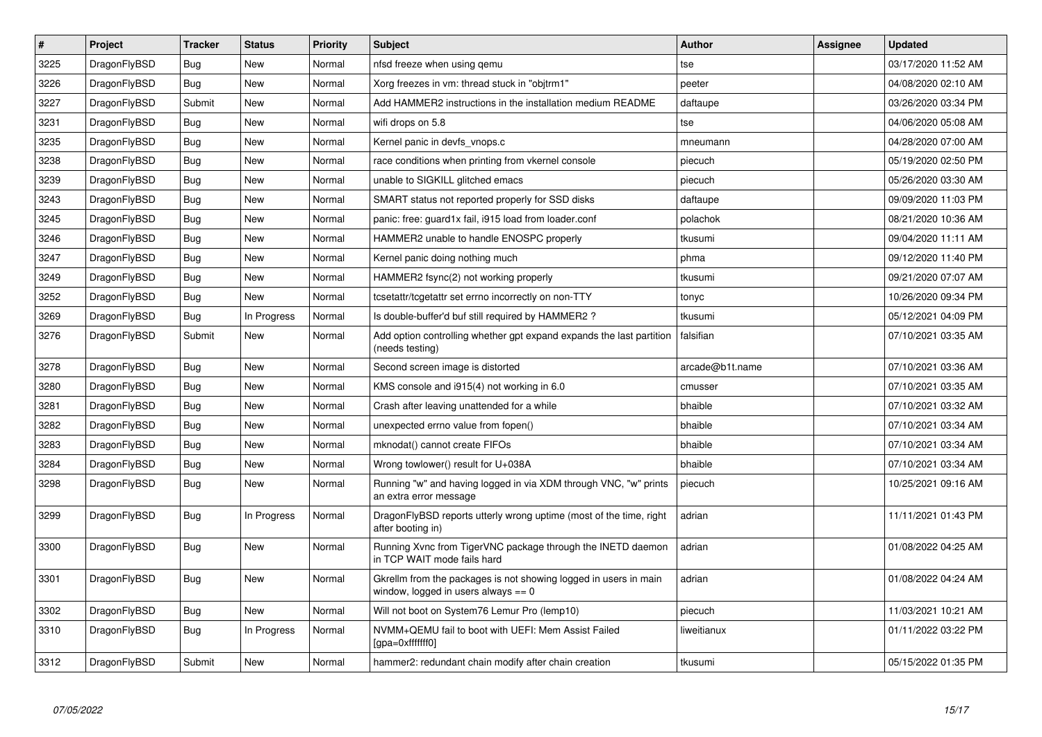| # | Project | Tracker | Status | Priority | Subject | Author | Assignee | Updated |
|---|---|---|---|---|---|---|---|---|
| 3225 | DragonFlyBSD | Bug | New | Normal | nfsd freeze when using qemu | tse | | 03/17/2020 11:52 AM |
| 3226 | DragonFlyBSD | Bug | New | Normal | Xorg freezes in vm: thread stuck in "objtrm1" | peeter | | 04/08/2020 02:10 AM |
| 3227 | DragonFlyBSD | Submit | New | Normal | Add HAMMER2 instructions in the installation medium README | daftaupe | | 03/26/2020 03:34 PM |
| 3231 | DragonFlyBSD | Bug | New | Normal | wifi drops on 5.8 | tse | | 04/06/2020 05:08 AM |
| 3235 | DragonFlyBSD | Bug | New | Normal | Kernel panic in devfs_vnops.c | mneumann | | 04/28/2020 07:00 AM |
| 3238 | DragonFlyBSD | Bug | New | Normal | race conditions when printing from vkernel console | piecuch | | 05/19/2020 02:50 PM |
| 3239 | DragonFlyBSD | Bug | New | Normal | unable to SIGKILL glitched emacs | piecuch | | 05/26/2020 03:30 AM |
| 3243 | DragonFlyBSD | Bug | New | Normal | SMART status not reported properly for SSD disks | daftaupe | | 09/09/2020 11:03 PM |
| 3245 | DragonFlyBSD | Bug | New | Normal | panic: free: guard1x fail, i915 load from loader.conf | polachok | | 08/21/2020 10:36 AM |
| 3246 | DragonFlyBSD | Bug | New | Normal | HAMMER2 unable to handle ENOSPC properly | tkusumi | | 09/04/2020 11:11 AM |
| 3247 | DragonFlyBSD | Bug | New | Normal | Kernel panic doing nothing much | phma | | 09/12/2020 11:40 PM |
| 3249 | DragonFlyBSD | Bug | New | Normal | HAMMER2 fsync(2) not working properly | tkusumi | | 09/21/2020 07:07 AM |
| 3252 | DragonFlyBSD | Bug | New | Normal | tcsetattr/tcgetattr set errno incorrectly on non-TTY | tonyc | | 10/26/2020 09:34 PM |
| 3269 | DragonFlyBSD | Bug | In Progress | Normal | Is double-buffer'd buf still required by HAMMER2 ? | tkusumi | | 05/12/2021 04:09 PM |
| 3276 | DragonFlyBSD | Submit | New | Normal | Add option controlling whether gpt expand expands the last partition (needs testing) | falsifian | | 07/10/2021 03:35 AM |
| 3278 | DragonFlyBSD | Bug | New | Normal | Second screen image is distorted | arcade@b1t.name | | 07/10/2021 03:36 AM |
| 3280 | DragonFlyBSD | Bug | New | Normal | KMS console and i915(4) not working in 6.0 | cmusser | | 07/10/2021 03:35 AM |
| 3281 | DragonFlyBSD | Bug | New | Normal | Crash after leaving unattended for a while | bhaible | | 07/10/2021 03:32 AM |
| 3282 | DragonFlyBSD | Bug | New | Normal | unexpected errno value from fopen() | bhaible | | 07/10/2021 03:34 AM |
| 3283 | DragonFlyBSD | Bug | New | Normal | mknodat() cannot create FIFOs | bhaible | | 07/10/2021 03:34 AM |
| 3284 | DragonFlyBSD | Bug | New | Normal | Wrong towlower() result for U+038A | bhaible | | 07/10/2021 03:34 AM |
| 3298 | DragonFlyBSD | Bug | New | Normal | Running "w" and having logged in via XDM through VNC, "w" prints an extra error message | piecuch | | 10/25/2021 09:16 AM |
| 3299 | DragonFlyBSD | Bug | In Progress | Normal | DragonFlyBSD reports utterly wrong uptime (most of the time, right after booting in) | adrian | | 11/11/2021 01:43 PM |
| 3300 | DragonFlyBSD | Bug | New | Normal | Running Xvnc from TigerVNC package through the INETD daemon in TCP WAIT mode fails hard | adrian | | 01/08/2022 04:25 AM |
| 3301 | DragonFlyBSD | Bug | New | Normal | Gkrellm from the packages is not showing logged in users in main window, logged in users always == 0 | adrian | | 01/08/2022 04:24 AM |
| 3302 | DragonFlyBSD | Bug | New | Normal | Will not boot on System76 Lemur Pro (lemp10) | piecuch | | 11/03/2021 10:21 AM |
| 3310 | DragonFlyBSD | Bug | In Progress | Normal | NVMM+QEMU fail to boot with UEFI: Mem Assist Failed [gpa=0xfffffff0] | liweitianux | | 01/11/2022 03:22 PM |
| 3312 | DragonFlyBSD | Submit | New | Normal | hammer2: redundant chain modify after chain creation | tkusumi | | 05/15/2022 01:35 PM |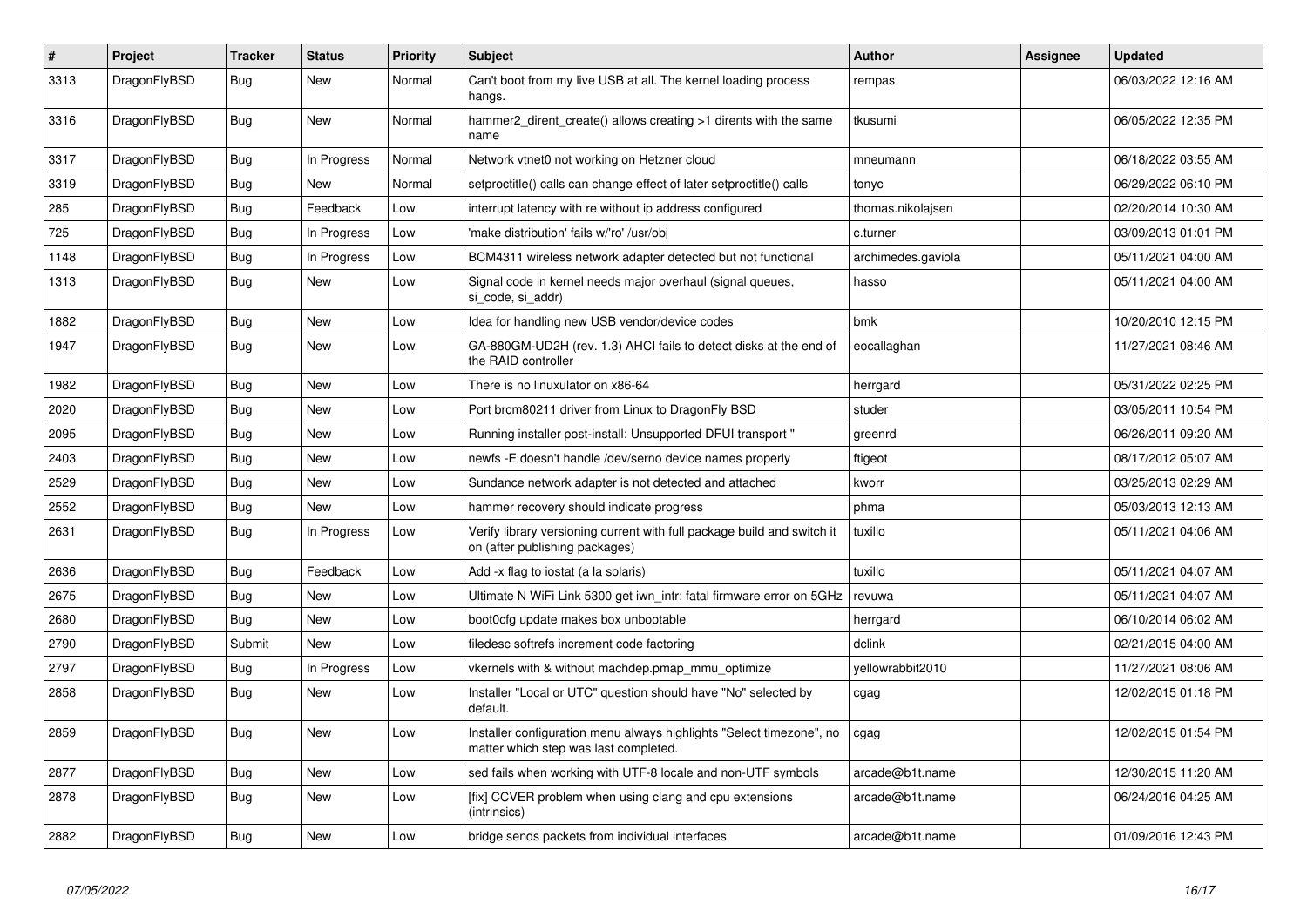| # | Project | Tracker | Status | Priority | Subject | Author | Assignee | Updated |
|---|---|---|---|---|---|---|---|---|
| 3313 | DragonFlyBSD | Bug | New | Normal | Can't boot from my live USB at all. The kernel loading process hangs. | rempas | | 06/03/2022 12:16 AM |
| 3316 | DragonFlyBSD | Bug | New | Normal | hammer2_dirent_create() allows creating >1 dirents with the same name | tkusumi | | 06/05/2022 12:35 PM |
| 3317 | DragonFlyBSD | Bug | In Progress | Normal | Network vtnet0 not working on Hetzner cloud | mneumann | | 06/18/2022 03:55 AM |
| 3319 | DragonFlyBSD | Bug | New | Normal | setproctitle() calls can change effect of later setproctitle() calls | tonyc | | 06/29/2022 06:10 PM |
| 285 | DragonFlyBSD | Bug | Feedback | Low | interrupt latency with re without ip address configured | thomas.nikolajsen | | 02/20/2014 10:30 AM |
| 725 | DragonFlyBSD | Bug | In Progress | Low | 'make distribution' fails w/'ro' /usr/obj | c.turner | | 03/09/2013 01:01 PM |
| 1148 | DragonFlyBSD | Bug | In Progress | Low | BCM4311 wireless network adapter detected but not functional | archimedes.gaviola | | 05/11/2021 04:00 AM |
| 1313 | DragonFlyBSD | Bug | New | Low | Signal code in kernel needs major overhaul (signal queues, si_code, si_addr) | hasso | | 05/11/2021 04:00 AM |
| 1882 | DragonFlyBSD | Bug | New | Low | Idea for handling new USB vendor/device codes | bmk | | 10/20/2010 12:15 PM |
| 1947 | DragonFlyBSD | Bug | New | Low | GA-880GM-UD2H (rev. 1.3) AHCI fails to detect disks at the end of the RAID controller | eocallaghan | | 11/27/2021 08:46 AM |
| 1982 | DragonFlyBSD | Bug | New | Low | There is no linuxulator on x86-64 | herrgard | | 05/31/2022 02:25 PM |
| 2020 | DragonFlyBSD | Bug | New | Low | Port brcm80211 driver from Linux to DragonFly BSD | studer | | 03/05/2011 10:54 PM |
| 2095 | DragonFlyBSD | Bug | New | Low | Running installer post-install: Unsupported DFUI transport " | greenrd | | 06/26/2011 09:20 AM |
| 2403 | DragonFlyBSD | Bug | New | Low | newfs -E doesn't handle /dev/serno device names properly | ftigeot | | 08/17/2012 05:07 AM |
| 2529 | DragonFlyBSD | Bug | New | Low | Sundance network adapter is not detected and attached | kworr | | 03/25/2013 02:29 AM |
| 2552 | DragonFlyBSD | Bug | New | Low | hammer recovery should indicate progress | phma | | 05/03/2013 12:13 AM |
| 2631 | DragonFlyBSD | Bug | In Progress | Low | Verify library versioning current with full package build and switch it on (after publishing packages) | tuxillo | | 05/11/2021 04:06 AM |
| 2636 | DragonFlyBSD | Bug | Feedback | Low | Add -x flag to iostat (a la solaris) | tuxillo | | 05/11/2021 04:07 AM |
| 2675 | DragonFlyBSD | Bug | New | Low | Ultimate N WiFi Link 5300 get iwn_intr: fatal firmware error on 5GHz | revuwa | | 05/11/2021 04:07 AM |
| 2680 | DragonFlyBSD | Bug | New | Low | boot0cfg update makes box unbootable | herrgard | | 06/10/2014 06:02 AM |
| 2790 | DragonFlyBSD | Submit | New | Low | filedesc softrefs increment code factoring | dclink | | 02/21/2015 04:00 AM |
| 2797 | DragonFlyBSD | Bug | In Progress | Low | vkernels with & without machdep.pmap_mmu_optimize | yellowrabbit2010 | | 11/27/2021 08:06 AM |
| 2858 | DragonFlyBSD | Bug | New | Low | Installer "Local or UTC" question should have "No" selected by default. | cgag | | 12/02/2015 01:18 PM |
| 2859 | DragonFlyBSD | Bug | New | Low | Installer configuration menu always highlights "Select timezone", no matter which step was last completed. | cgag | | 12/02/2015 01:54 PM |
| 2877 | DragonFlyBSD | Bug | New | Low | sed fails when working with UTF-8 locale and non-UTF symbols | arcade@b1t.name | | 12/30/2015 11:20 AM |
| 2878 | DragonFlyBSD | Bug | New | Low | [fix] CCVER problem when using clang and cpu extensions (intrinsics) | arcade@b1t.name | | 06/24/2016 04:25 AM |
| 2882 | DragonFlyBSD | Bug | New | Low | bridge sends packets from individual interfaces | arcade@b1t.name | | 01/09/2016 12:43 PM |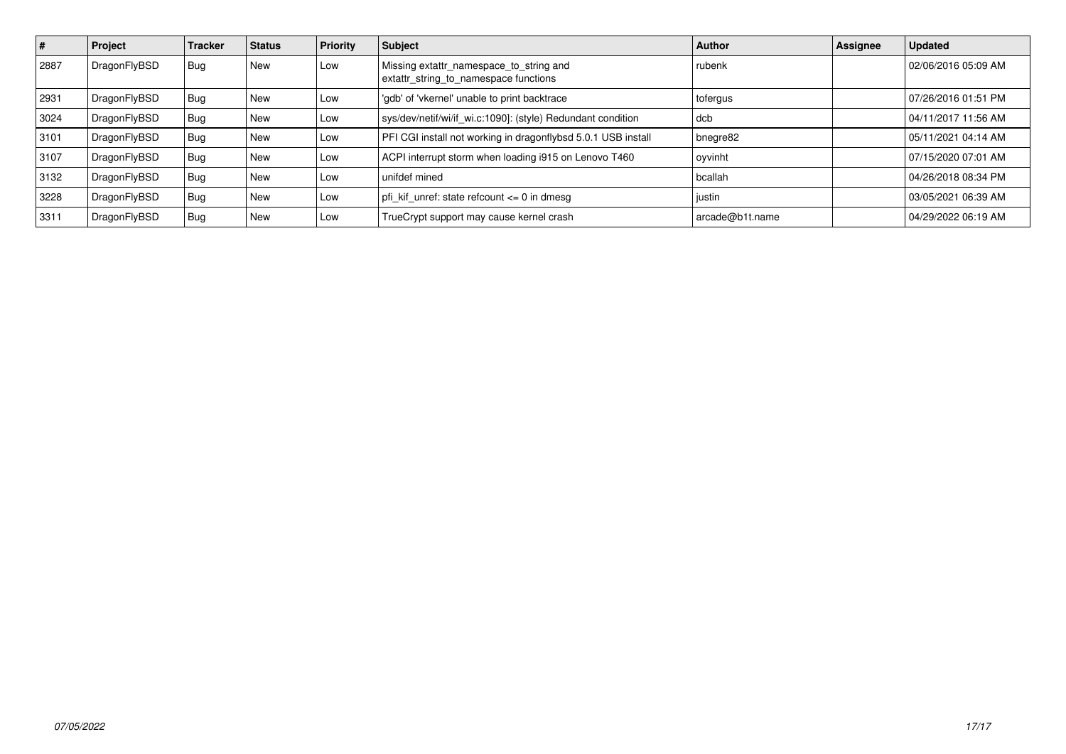| # | Project | Tracker | Status | Priority | Subject | Author | Assignee | Updated |
|---|---|---|---|---|---|---|---|---|
| 2887 | DragonFlyBSD | Bug | New | Low | Missing extattr_namespace_to_string and extattr_string_to_namespace functions | rubenk | | 02/06/2016 05:09 AM |
| 2931 | DragonFlyBSD | Bug | New | Low | 'gdb' of 'vkernel' unable to print backtrace | tofergus | | 07/26/2016 01:51 PM |
| 3024 | DragonFlyBSD | Bug | New | Low | sys/dev/netif/wi/if_wi.c:1090]: (style) Redundant condition | dcb | | 04/11/2017 11:56 AM |
| 3101 | DragonFlyBSD | Bug | New | Low | PFI CGI install not working in dragonflybsd 5.0.1 USB install | bnegre82 | | 05/11/2021 04:14 AM |
| 3107 | DragonFlyBSD | Bug | New | Low | ACPI interrupt storm when loading i915 on Lenovo T460 | oyvinht | | 07/15/2020 07:01 AM |
| 3132 | DragonFlyBSD | Bug | New | Low | unifdef mined | bcallah | | 04/26/2018 08:34 PM |
| 3228 | DragonFlyBSD | Bug | New | Low | pfi_kif_unref: state refcount <= 0 in dmesg | justin | | 03/05/2021 06:39 AM |
| 3311 | DragonFlyBSD | Bug | New | Low | TrueCrypt support may cause kernel crash | arcade@b1t.name | | 04/29/2022 06:19 AM |